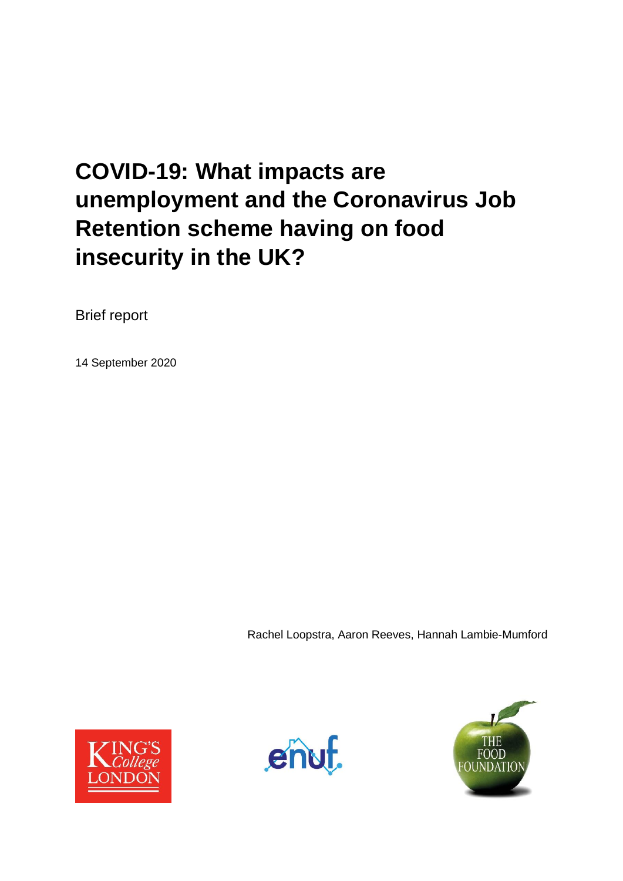# COVID-19: What impacts are unemployment and the Coronavirus Job Retention scheme having on food insecurity in the UK?

Brief report

14 September 2020

Rachel Loopstra, Aaron Reeves, Hannah Lambie-Mumford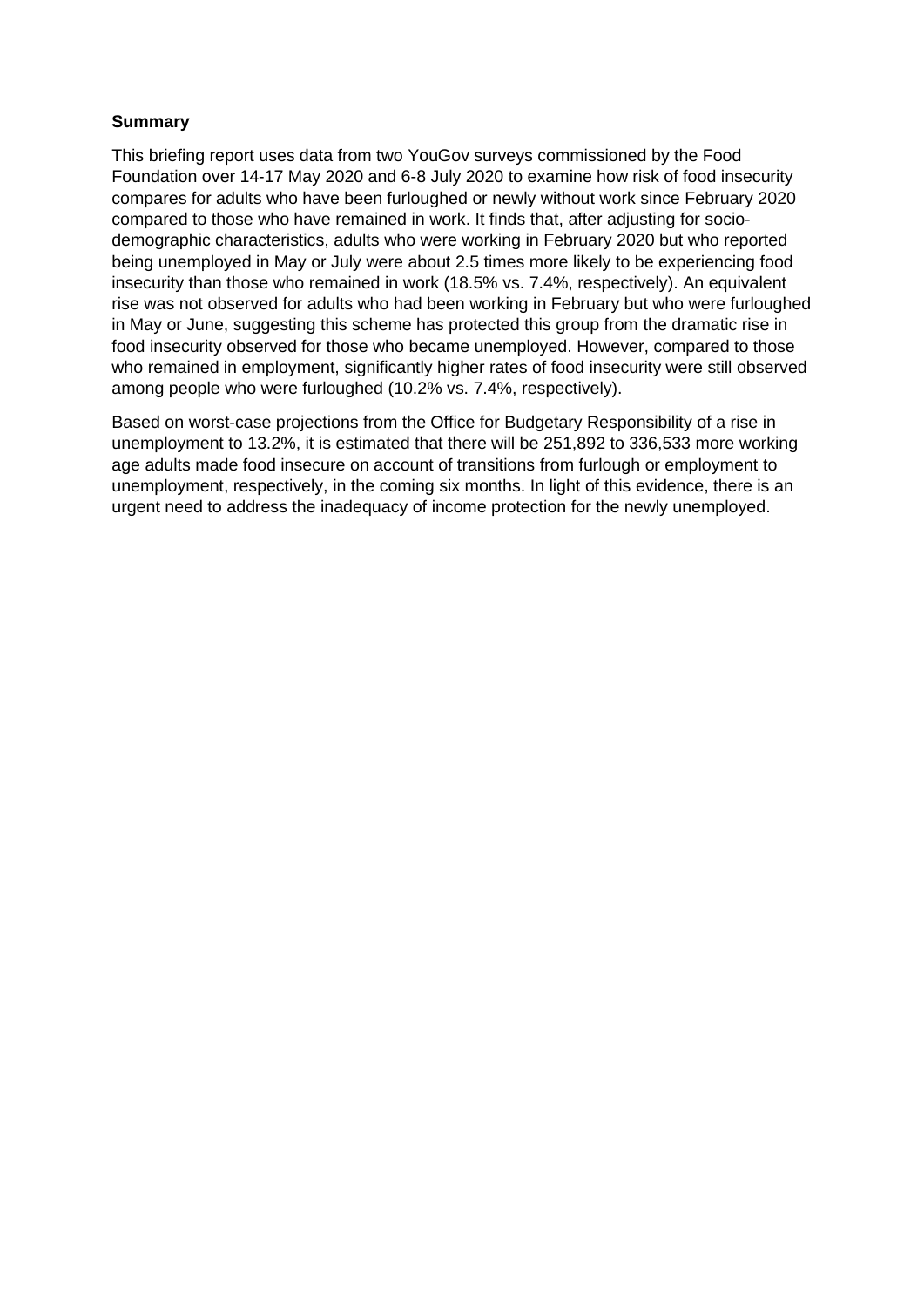**Summary**

This briefing report uses data from two YouGov surveys commissioned by the Food Foundation over 14-17 May 2020 and 6-8 July 2020 to examine how risk of food insecurity compares for adults who have been furloughed or newly without work since February 2020 compared to those who have remained in work. It finds that, after adjusting for socio-demographic characteristics, adults who were working in February 2020 but who reported being unemployed in May or July were about 2.5 times more likely to be experiencing food insecurity than those who remained in work (18.5% vs. 7.4%, respectively). An equivalent rise was not observed for adults who had been working in February but who were furloughed in May or June, suggesting this scheme has protected this group from the dramatic rise in food insecurity observed for those who became unemployed. However, compared to those who remained in employment, significantly higher rates of food insecurity were still observed among people who were furloughed (10.2% vs. 7.4%, respectively).

Based on worst-case projections from the Office for Budgetary Responsibility of a rise in unemployment to 13.2%, it is estimated that there will be 251,892 to 336,533 more working age adults made food insecure on account of transitions from furlough or employment to unemployment, respectively, in the coming six months. In light of this evidence, there is an urgent need to address the inadequacy of income protection for the newly unemployed.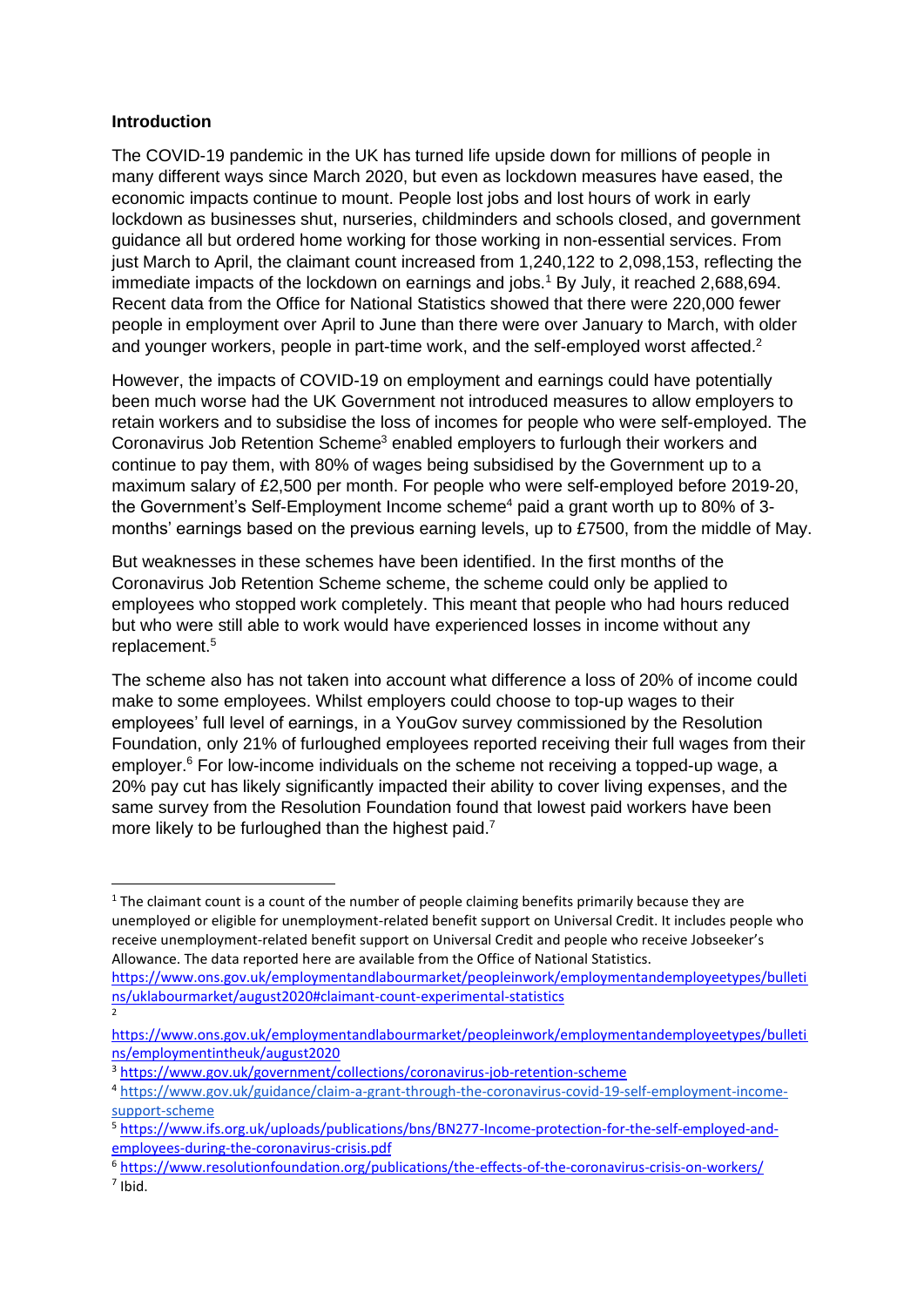**Introduction**

The COVID-19 pandemic in the UK has turned life upside down for millions of people in many different ways since March 2020, but even as lockdown measures have eased, the economic impacts continue to mount. People lost jobs and lost hours of work in early lockdown as businesses shut, nurseries, childminders and schools closed, and government guidance all but ordered home working for those working in non-essential services. From just March to April, the claimant count increased from 1,240,122 to 2,098,153, reflecting the immediate impacts of the lockdown on earnings and jobs.[1] By July, it reached 2,688,694. Recent data from the Office for National Statistics showed that there were 220,000 fewer people in employment over April to June than there were over January to March, with older and younger workers, people in part-time work, and the self-employed worst affected.[2]

However, the impacts of COVID-19 on employment and earnings could have potentially been much worse had the UK Government not introduced measures to allow employers to retain workers and to subsidise the loss of incomes for people who were self-employed. The Coronavirus Job Retention Scheme[3] enabled employers to furlough their workers and continue to pay them, with 80% of wages being subsidised by the Government up to a maximum salary of £2,500 per month. For people who were self-employed before 2019-20, the Government's Self-Employment Income scheme[4] paid a grant worth up to 80% of 3-months' earnings based on the previous earning levels, up to £7500, from the middle of May.

But weaknesses in these schemes have been identified. In the first months of the Coronavirus Job Retention Scheme scheme, the scheme could only be applied to employees who stopped work completely. This meant that people who had hours reduced but who were still able to work would have experienced losses in income without any replacement.[5]

The scheme also has not taken into account what difference a loss of 20% of income could make to some employees. Whilst employers could choose to top-up wages to their employees' full level of earnings, in a YouGov survey commissioned by the Resolution Foundation, only 21% of furloughed employees reported receiving their full wages from their employer.[6] For low-income individuals on the scheme not receiving a topped-up wage, a 20% pay cut has likely significantly impacted their ability to cover living expenses, and the same survey from the Resolution Foundation found that lowest paid workers have been more likely to be furloughed than the highest paid.[7]

---

[1] The claimant count is a count of the number of people claiming benefits primarily because they are unemployed or eligible for unemployment-related benefit support on Universal Credit. It includes people who receive unemployment-related benefit support on Universal Credit and people who receive Jobseeker's Allowance. The data reported here are available from the Office of National Statistics. https://www.ons.gov.uk/employmentandlabourmarket/peopleinwork/employmentandemployeetypes/bulletins/uklabourmarket/august2020#claimant-count-experimental-statistics

[2] https://www.ons.gov.uk/employmentandlabourmarket/peopleinwork/employmentandemployeetypes/bulletins/employmentintheuk/august2020

[3] https://www.gov.uk/government/collections/coronavirus-job-retention-scheme

[4] https://www.gov.uk/guidance/claim-a-grant-through-the-coronavirus-covid-19-self-employment-income-support-scheme

[5] https://www.ifs.org.uk/uploads/publications/bns/BN277-Income-protection-for-the-self-employed-and-employees-during-the-coronavirus-crisis.pdf

[6] https://www.resolutionfoundation.org/publications/the-effects-of-the-coronavirus-crisis-on-workers/

[7] Ibid.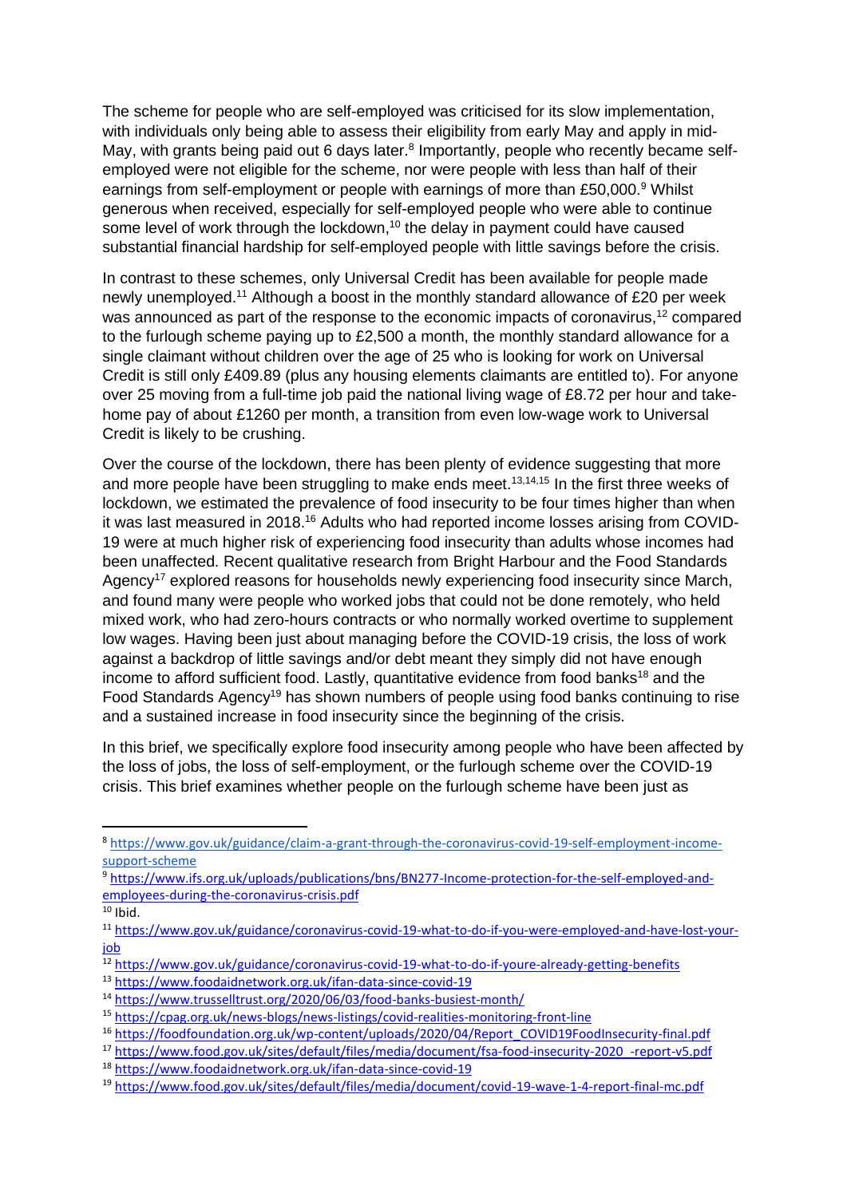The scheme for people who are self-employed was criticised for its slow implementation, with individuals only being able to assess their eligibility from early May and apply in mid-May, with grants being paid out 6 days later.[8] Importantly, people who recently became self-employed were not eligible for the scheme, nor were people with less than half of their earnings from self-employment or people with earnings of more than £50,000.[9] Whilst generous when received, especially for self-employed people who were able to continue some level of work through the lockdown,[10] the delay in payment could have caused substantial financial hardship for self-employed people with little savings before the crisis.

In contrast to these schemes, only Universal Credit has been available for people made newly unemployed.[11] Although a boost in the monthly standard allowance of £20 per week was announced as part of the response to the economic impacts of coronavirus,[12] compared to the furlough scheme paying up to £2,500 a month, the monthly standard allowance for a single claimant without children over the age of 25 who is looking for work on Universal Credit is still only £409.89 (plus any housing elements claimants are entitled to). For anyone over 25 moving from a full-time job paid the national living wage of £8.72 per hour and take-home pay of about £1260 per month, a transition from even low-wage work to Universal Credit is likely to be crushing.

Over the course of the lockdown, there has been plenty of evidence suggesting that more and more people have been struggling to make ends meet.[13,14,15] In the first three weeks of lockdown, we estimated the prevalence of food insecurity to be four times higher than when it was last measured in 2018.[16] Adults who had reported income losses arising from COVID-19 were at much higher risk of experiencing food insecurity than adults whose incomes had been unaffected. Recent qualitative research from Bright Harbour and the Food Standards Agency[17] explored reasons for households newly experiencing food insecurity since March, and found many were people who worked jobs that could not be done remotely, who held mixed work, who had zero-hours contracts or who normally worked overtime to supplement low wages. Having been just about managing before the COVID-19 crisis, the loss of work against a backdrop of little savings and/or debt meant they simply did not have enough income to afford sufficient food. Lastly, quantitative evidence from food banks[18] and the Food Standards Agency[19] has shown numbers of people using food banks continuing to rise and a sustained increase in food insecurity since the beginning of the crisis.

In this brief, we specifically explore food insecurity among people who have been affected by the loss of jobs, the loss of self-employment, or the furlough scheme over the COVID-19 crisis. This brief examines whether people on the furlough scheme have been just as

---

[8] https://www.gov.uk/guidance/claim-a-grant-through-the-coronavirus-covid-19-self-employment-income-support-scheme

[9] https://www.ifs.org.uk/uploads/publications/bns/BN277-Income-protection-for-the-self-employed-and-employees-during-the-coronavirus-crisis.pdf

[10] Ibid.

[11] https://www.gov.uk/guidance/coronavirus-covid-19-what-to-do-if-you-were-employed-and-have-lost-your-job

[12] https://www.gov.uk/guidance/coronavirus-covid-19-what-to-do-if-youre-already-getting-benefits

[13] https://www.foodaidnetwork.org.uk/ifan-data-since-covid-19

[14] https://www.trusselltrust.org/2020/06/03/food-banks-busiest-month/

[15] https://cpag.org.uk/news-blogs/news-listings/covid-realities-monitoring-front-line

[16] https://foodfoundation.org.uk/wp-content/uploads/2020/04/Report_COVID19FoodInsecurity-final.pdf

[17] https://www.food.gov.uk/sites/default/files/media/document/fsa-food-insecurity-2020_-report-v5.pdf

[18] https://www.foodaidnetwork.org.uk/ifan-data-since-covid-19

[19] https://www.food.gov.uk/sites/default/files/media/document/covid-19-wave-1-4-report-final-mc.pdf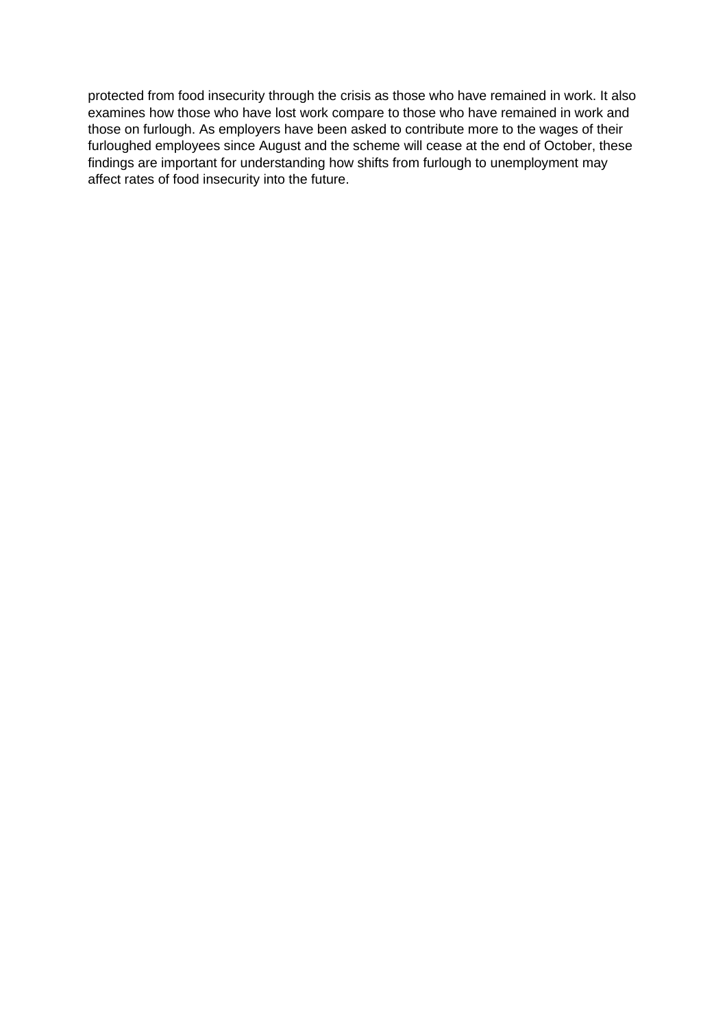protected from food insecurity through the crisis as those who have remained in work. It also examines how those who have lost work compare to those who have remained in work and those on furlough. As employers have been asked to contribute more to the wages of their furloughed employees since August and the scheme will cease at the end of October, these findings are important for understanding how shifts from furlough to unemployment may affect rates of food insecurity into the future.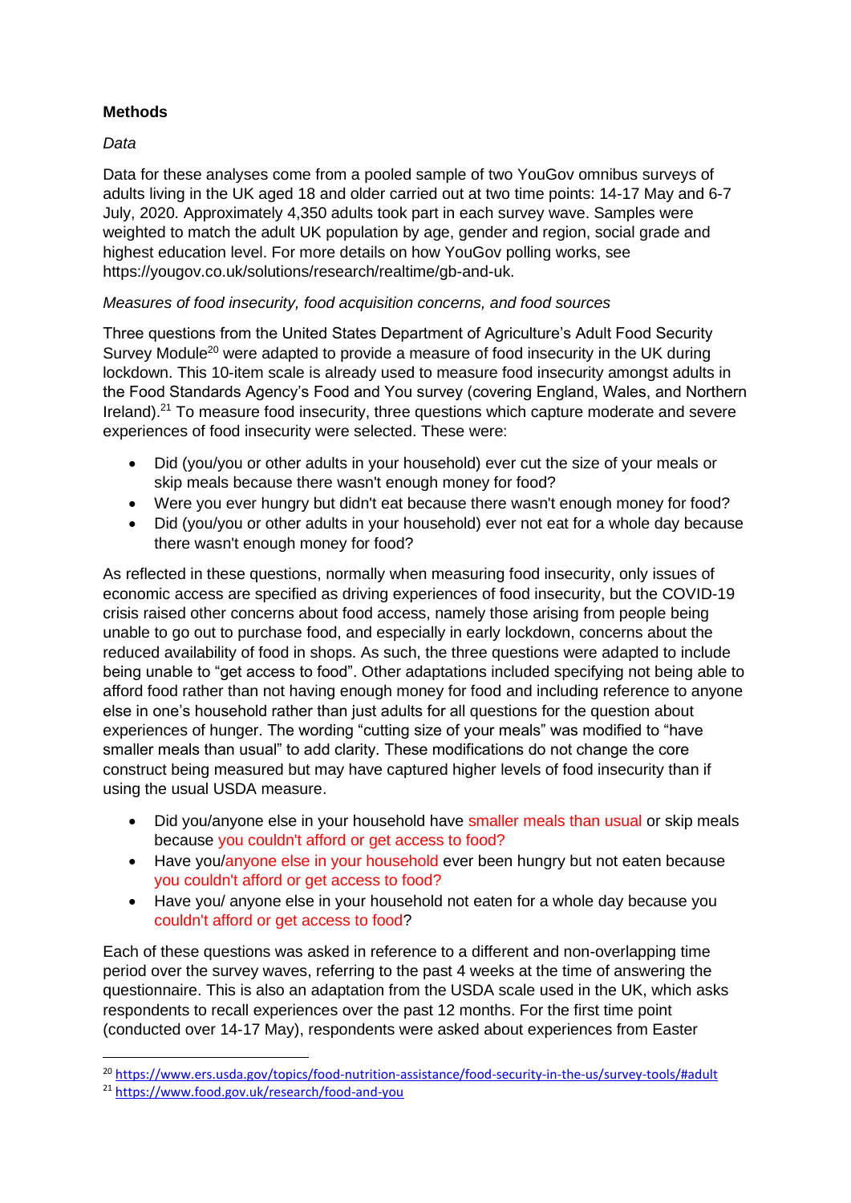**Methods**

*Data*

Data for these analyses come from a pooled sample of two YouGov omnibus surveys of adults living in the UK aged 18 and older carried out at two time points: 14-17 May and 6-7 July, 2020. Approximately 4,350 adults took part in each survey wave. Samples were weighted to match the adult UK population by age, gender and region, social grade and highest education level. For more details on how YouGov polling works, see https://yougov.co.uk/solutions/research/realtime/gb-and-uk.

*Measures of food insecurity, food acquisition concerns, and food sources*

Three questions from the United States Department of Agriculture's Adult Food Security Survey Module[20] were adapted to provide a measure of food insecurity in the UK during lockdown. This 10-item scale is already used to measure food insecurity amongst adults in the Food Standards Agency's Food and You survey (covering England, Wales, and Northern Ireland).[21] To measure food insecurity, three questions which capture moderate and severe experiences of food insecurity were selected. These were:

- Did (you/you or other adults in your household) ever cut the size of your meals or skip meals because there wasn't enough money for food?
- Were you ever hungry but didn't eat because there wasn't enough money for food?
- Did (you/you or other adults in your household) ever not eat for a whole day because there wasn't enough money for food?

As reflected in these questions, normally when measuring food insecurity, only issues of economic access are specified as driving experiences of food insecurity, but the COVID-19 crisis raised other concerns about food access, namely those arising from people being unable to go out to purchase food, and especially in early lockdown, concerns about the reduced availability of food in shops. As such, the three questions were adapted to include being unable to "get access to food". Other adaptations included specifying not being able to afford food rather than not having enough money for food and including reference to anyone else in one's household rather than just adults for all questions for the question about experiences of hunger. The wording "cutting size of your meals" was modified to "have smaller meals than usual" to add clarity. These modifications do not change the core construct being measured but may have captured higher levels of food insecurity than if using the usual USDA measure.

- Did you/anyone else in your household have smaller meals than usual or skip meals because you couldn't afford or get access to food?
- Have you/anyone else in your household ever been hungry but not eaten because you couldn't afford or get access to food?
- Have you/ anyone else in your household not eaten for a whole day because you couldn't afford or get access to food?

Each of these questions was asked in reference to a different and non-overlapping time period over the survey waves, referring to the past 4 weeks at the time of answering the questionnaire. This is also an adaptation from the USDA scale used in the UK, which asks respondents to recall experiences over the past 12 months. For the first time point (conducted over 14-17 May), respondents were asked about experiences from Easter

[20] https://www.ers.usda.gov/topics/food-nutrition-assistance/food-security-in-the-us/survey-tools/#adult

[21] https://www.food.gov.uk/research/food-and-you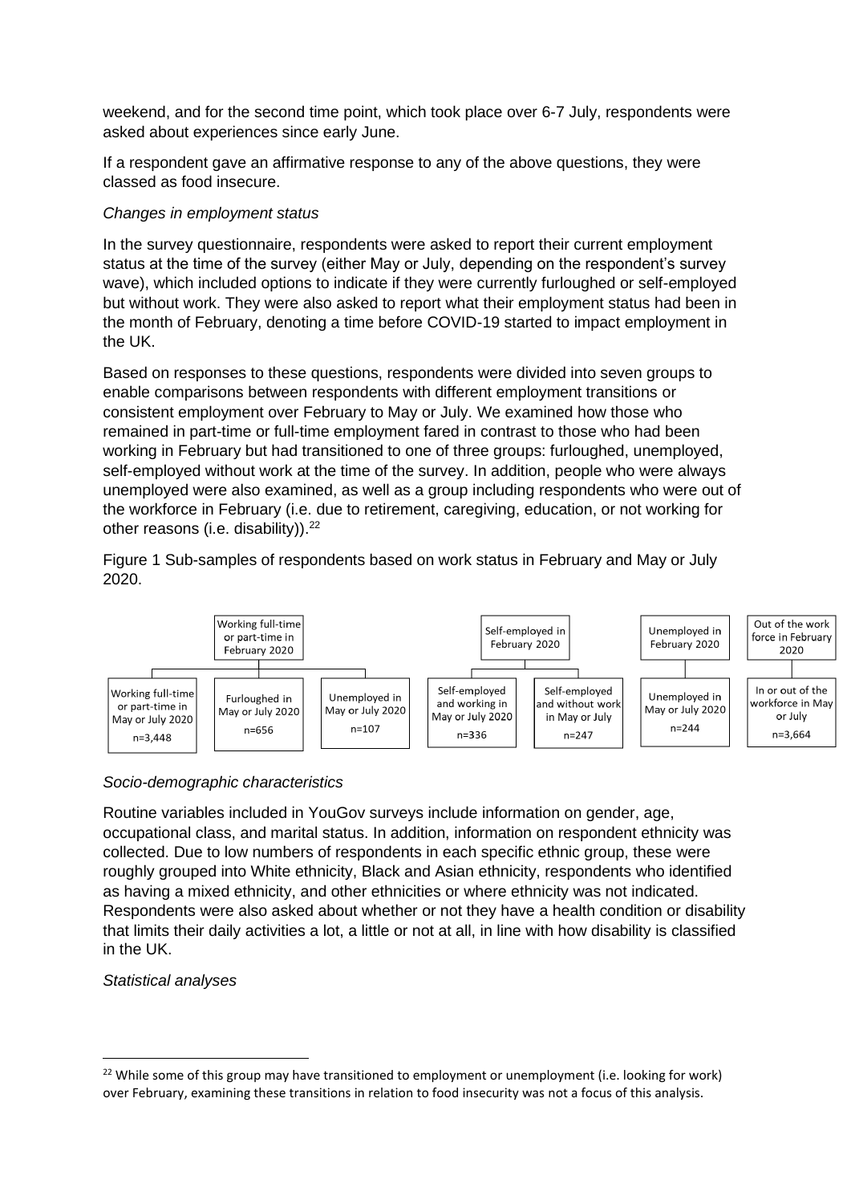weekend, and for the second time point, which took place over 6-7 July, respondents were asked about experiences since early June.

If a respondent gave an affirmative response to any of the above questions, they were classed as food insecure.

*Changes in employment status*

In the survey questionnaire, respondents were asked to report their current employment status at the time of the survey (either May or July, depending on the respondent's survey wave), which included options to indicate if they were currently furloughed or self-employed but without work. They were also asked to report what their employment status had been in the month of February, denoting a time before COVID-19 started to impact employment in the UK.

Based on responses to these questions, respondents were divided into seven groups to enable comparisons between respondents with different employment transitions or consistent employment over February to May or July. We examined how those who remained in part-time or full-time employment fared in contrast to those who had been working in February but had transitioned to one of three groups: furloughed, unemployed, self-employed without work at the time of the survey. In addition, people who were always unemployed were also examined, as well as a group including respondents who were out of the workforce in February (i.e. due to retirement, caregiving, education, or not working for other reasons (i.e. disability)).[22]

Figure 1 Sub-samples of respondents based on work status in February and May or July 2020.

- Working full-time or part-time in February 2020
  - Working full-time or part-time in May or July 2020, n=3,448
  - Furloughed in May or July 2020, n=656
  - Unemployed in May or July 2020, n=107
- Self-employed in February 2020
  - Self-employed and working in May or July 2020, n=336
  - Self-employed and without work in May or July, n=247
- Unemployed in February 2020
  - Unemployed in May or July 2020, n=244
- Out of the work force in February 2020
  - In or out of the workforce in May or July, n=3,664

*Socio-demographic characteristics*

Routine variables included in YouGov surveys include information on gender, age, occupational class, and marital status. In addition, information on respondent ethnicity was collected. Due to low numbers of respondents in each specific ethnic group, these were roughly grouped into White ethnicity, Black and Asian ethnicity, respondents who identified as having a mixed ethnicity, and other ethnicities or where ethnicity was not indicated. Respondents were also asked about whether or not they have a health condition or disability that limits their daily activities a lot, a little or not at all, in line with how disability is classified in the UK.

*Statistical analyses*

[22] While some of this group may have transitioned to employment or unemployment (i.e. looking for work) over February, examining these transitions in relation to food insecurity was not a focus of this analysis.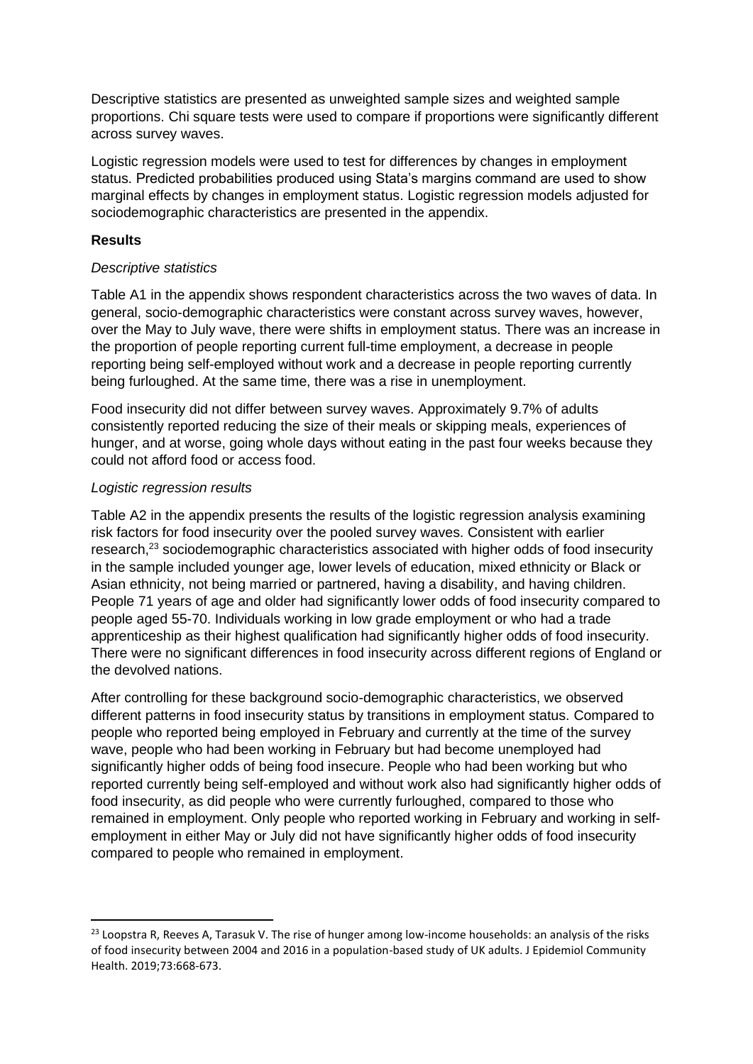Descriptive statistics are presented as unweighted sample sizes and weighted sample proportions. Chi square tests were used to compare if proportions were significantly different across survey waves.

Logistic regression models were used to test for differences by changes in employment status. Predicted probabilities produced using Stata's margins command are used to show marginal effects by changes in employment status. Logistic regression models adjusted for sociodemographic characteristics are presented in the appendix.

**Results**

*Descriptive statistics*

Table A1 in the appendix shows respondent characteristics across the two waves of data. In general, socio-demographic characteristics were constant across survey waves, however, over the May to July wave, there were shifts in employment status. There was an increase in the proportion of people reporting current full-time employment, a decrease in people reporting being self-employed without work and a decrease in people reporting currently being furloughed. At the same time, there was a rise in unemployment.

Food insecurity did not differ between survey waves. Approximately 9.7% of adults consistently reported reducing the size of their meals or skipping meals, experiences of hunger, and at worse, going whole days without eating in the past four weeks because they could not afford food or access food.

*Logistic regression results*

Table A2 in the appendix presents the results of the logistic regression analysis examining risk factors for food insecurity over the pooled survey waves. Consistent with earlier research,[23] sociodemographic characteristics associated with higher odds of food insecurity in the sample included younger age, lower levels of education, mixed ethnicity or Black or Asian ethnicity, not being married or partnered, having a disability, and having children. People 71 years of age and older had significantly lower odds of food insecurity compared to people aged 55-70. Individuals working in low grade employment or who had a trade apprenticeship as their highest qualification had significantly higher odds of food insecurity. There were no significant differences in food insecurity across different regions of England or the devolved nations.

After controlling for these background socio-demographic characteristics, we observed different patterns in food insecurity status by transitions in employment status. Compared to people who reported being employed in February and currently at the time of the survey wave, people who had been working in February but had become unemployed had significantly higher odds of being food insecure. People who had been working but who reported currently being self-employed and without work also had significantly higher odds of food insecurity, as did people who were currently furloughed, compared to those who remained in employment. Only people who reported working in February and working in self-employment in either May or July did not have significantly higher odds of food insecurity compared to people who remained in employment.

[23] Loopstra R, Reeves A, Tarasuk V. The rise of hunger among low-income households: an analysis of the risks of food insecurity between 2004 and 2016 in a population-based study of UK adults. J Epidemiol Community Health. 2019;73:668-673.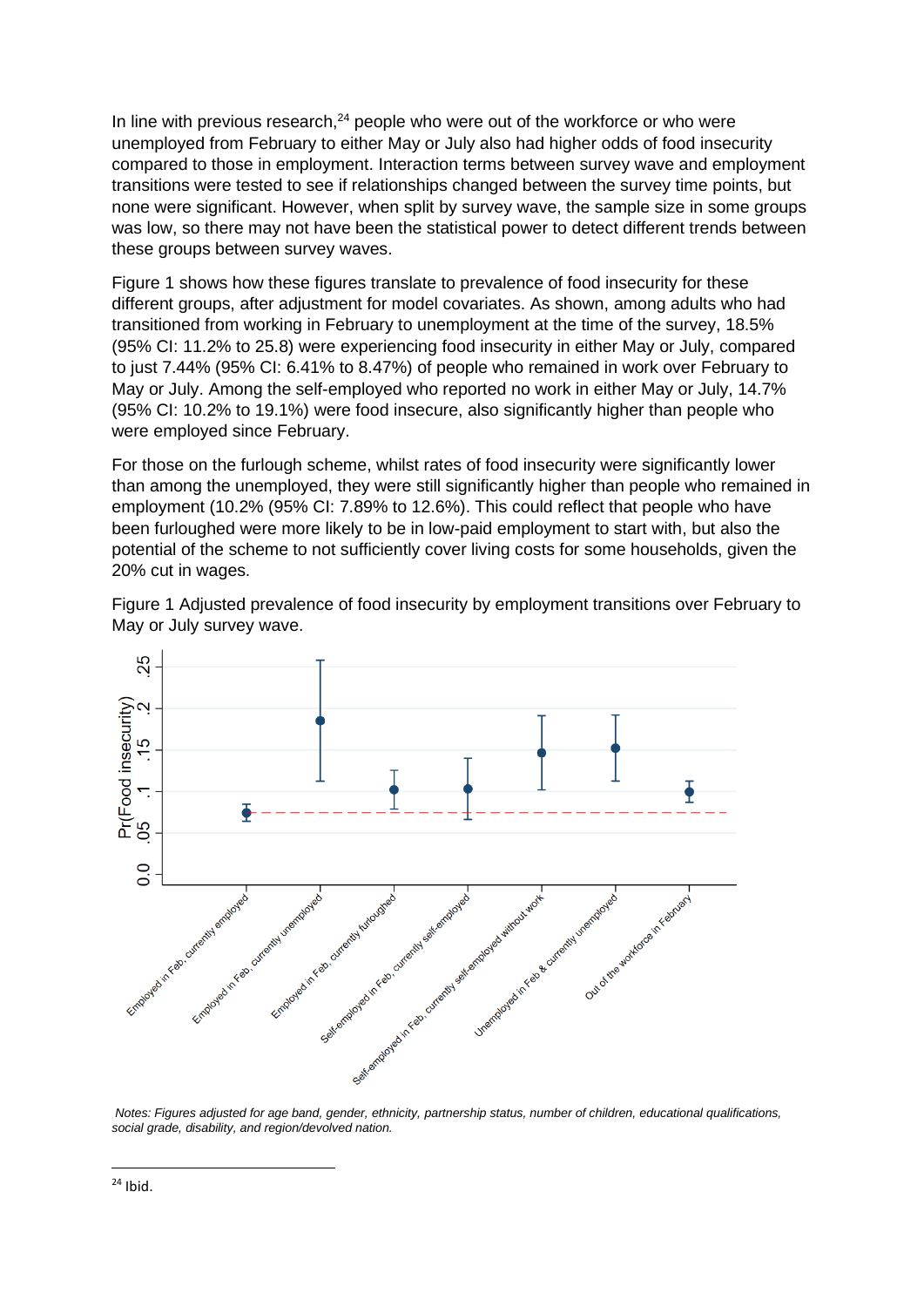In line with previous research,[24] people who were out of the workforce or who were unemployed from February to either May or July also had higher odds of food insecurity compared to those in employment. Interaction terms between survey wave and employment transitions were tested to see if relationships changed between the survey time points, but none were significant. However, when split by survey wave, the sample size in some groups was low, so there may not have been the statistical power to detect different trends between these groups between survey waves.

Figure 1 shows how these figures translate to prevalence of food insecurity for these different groups, after adjustment for model covariates. As shown, among adults who had transitioned from working in February to unemployment at the time of the survey, 18.5% (95% CI: 11.2% to 25.8) were experiencing food insecurity in either May or July, compared to just 7.44% (95% CI: 6.41% to 8.47%) of people who remained in work over February to May or July. Among the self-employed who reported no work in either May or July, 14.7% (95% CI: 10.2% to 19.1%) were food insecure, also significantly higher than people who were employed since February.

For those on the furlough scheme, whilst rates of food insecurity were significantly lower than among the unemployed, they were still significantly higher than people who remained in employment (10.2% (95% CI: 7.89% to 12.6%). This could reflect that people who have been furloughed were more likely to be in low-paid employment to start with, but also the potential of the scheme to not sufficiently cover living costs for some households, given the 20% cut in wages.

Figure 1 Adjusted prevalence of food insecurity by employment transitions over February to May or July survey wave.

*Notes: Figures adjusted for age band, gender, ethnicity, partnership status, number of children, educational qualifications, social grade, disability, and region/devolved nation.*

---

[24] Ibid.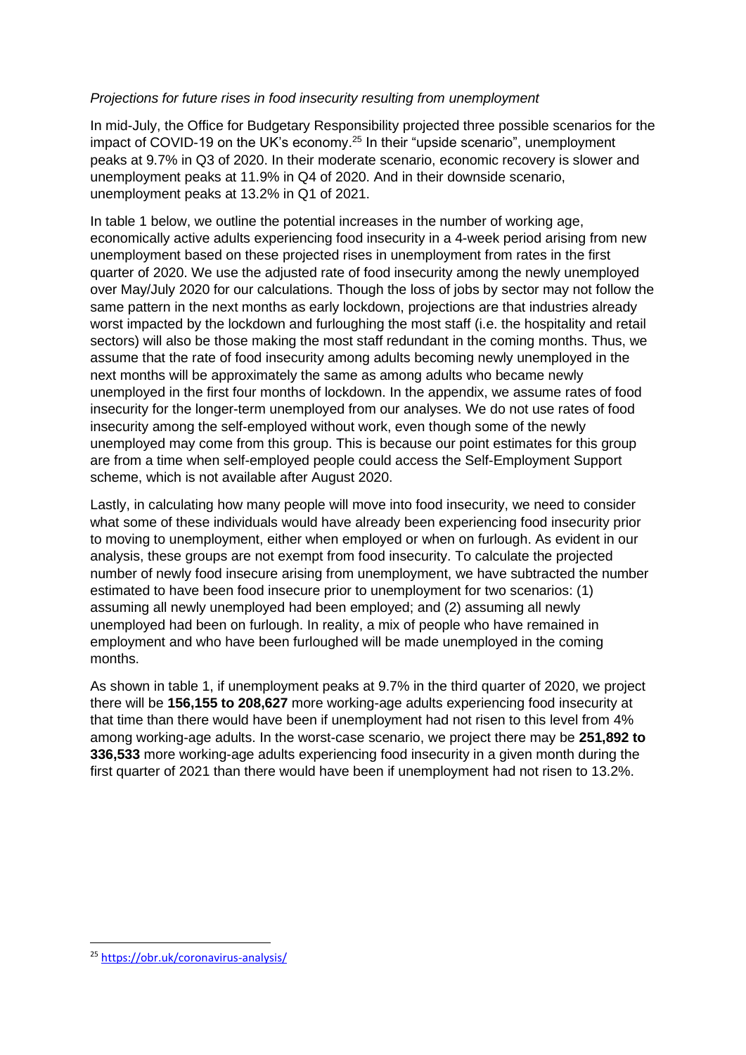*Projections for future rises in food insecurity resulting from unemployment*

In mid-July, the Office for Budgetary Responsibility projected three possible scenarios for the impact of COVID-19 on the UK's economy.[25] In their "upside scenario", unemployment peaks at 9.7% in Q3 of 2020. In their moderate scenario, economic recovery is slower and unemployment peaks at 11.9% in Q4 of 2020. And in their downside scenario, unemployment peaks at 13.2% in Q1 of 2021.

In table 1 below, we outline the potential increases in the number of working age, economically active adults experiencing food insecurity in a 4-week period arising from new unemployment based on these projected rises in unemployment from rates in the first quarter of 2020. We use the adjusted rate of food insecurity among the newly unemployed over May/July 2020 for our calculations. Though the loss of jobs by sector may not follow the same pattern in the next months as early lockdown, projections are that industries already worst impacted by the lockdown and furloughing the most staff (i.e. the hospitality and retail sectors) will also be those making the most staff redundant in the coming months. Thus, we assume that the rate of food insecurity among adults becoming newly unemployed in the next months will be approximately the same as among adults who became newly unemployed in the first four months of lockdown. In the appendix, we assume rates of food insecurity for the longer-term unemployed from our analyses. We do not use rates of food insecurity among the self-employed without work, even though some of the newly unemployed may come from this group. This is because our point estimates for this group are from a time when self-employed people could access the Self-Employment Support scheme, which is not available after August 2020.

Lastly, in calculating how many people will move into food insecurity, we need to consider what some of these individuals would have already been experiencing food insecurity prior to moving to unemployment, either when employed or when on furlough. As evident in our analysis, these groups are not exempt from food insecurity. To calculate the projected number of newly food insecure arising from unemployment, we have subtracted the number estimated to have been food insecure prior to unemployment for two scenarios: (1) assuming all newly unemployed had been employed; and (2) assuming all newly unemployed had been on furlough. In reality, a mix of people who have remained in employment and who have been furloughed will be made unemployed in the coming months.

As shown in table 1, if unemployment peaks at 9.7% in the third quarter of 2020, we project there will be **156,155 to 208,627** more working-age adults experiencing food insecurity at that time than there would have been if unemployment had not risen to this level from 4% among working-age adults. In the worst-case scenario, we project there may be **251,892 to 336,533** more working-age adults experiencing food insecurity in a given month during the first quarter of 2021 than there would have been if unemployment had not risen to 13.2%.

[25] https://obr.uk/coronavirus-analysis/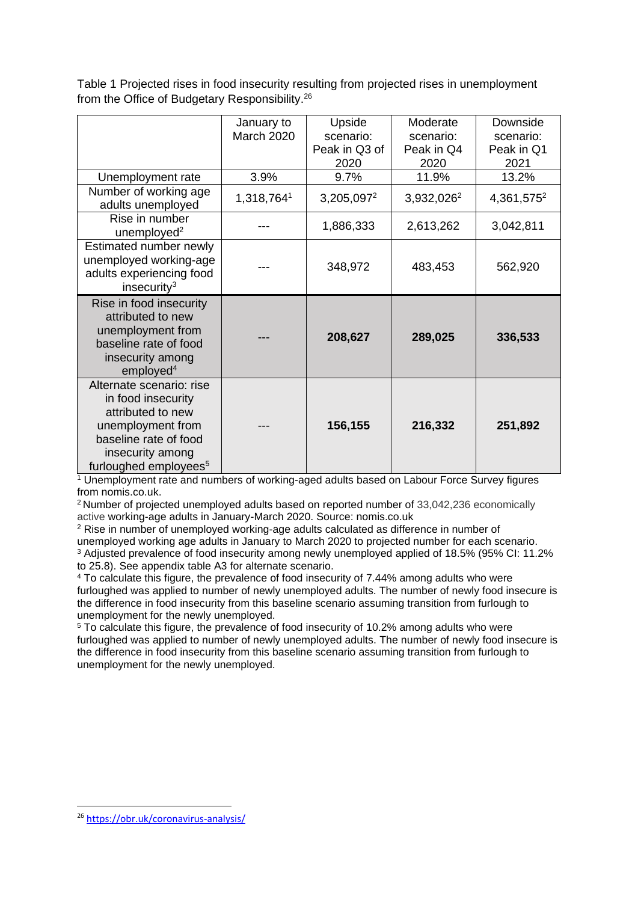Table 1 Projected rises in food insecurity resulting from projected rises in unemployment from the Office of Budgetary Responsibility.[26]

| | January to March 2020 | Upside scenario: Peak in Q3 of 2020 | Moderate scenario: Peak in Q4 2020 | Downside scenario: Peak in Q1 2021 |
|---|---|---|---|---|
| Unemployment rate | 3.9% | 9.7% | 11.9% | 13.2% |
| Number of working age adults unemployed | 1,318,764[1] | 3,205,097[2] | 3,932,026[2] | 4,361,575[2] |
| Rise in number unemployed[2] | --- | 1,886,333 | 2,613,262 | 3,042,811 |
| Estimated number newly unemployed working-age adults experiencing food insecurity[3] | --- | 348,972 | 483,453 | 562,920 |
| Rise in food insecurity attributed to new unemployment from baseline rate of food insecurity among employed[4] | --- | **208,627** | **289,025** | **336,533** |
| Alternate scenario: rise in food insecurity attributed to new unemployment from baseline rate of food insecurity among furloughed employees[5] | --- | **156,155** | **216,332** | **251,892** |

[1] Unemployment rate and numbers of working-aged adults based on Labour Force Survey figures from nomis.co.uk.

[2] Number of projected unemployed adults based on reported number of 33,042,236 economically active working-age adults in January-March 2020. Source: nomis.co.uk

[2] Rise in number of unemployed working-age adults calculated as difference in number of unemployed working age adults in January to March 2020 to projected number for each scenario.

[3] Adjusted prevalence of food insecurity among newly unemployed applied of 18.5% (95% CI: 11.2% to 25.8). See appendix table A3 for alternate scenario.

[4] To calculate this figure, the prevalence of food insecurity of 7.44% among adults who were furloughed was applied to number of newly unemployed adults. The number of newly food insecure is the difference in food insecurity from this baseline scenario assuming transition from furlough to unemployment for the newly unemployed.

[5] To calculate this figure, the prevalence of food insecurity of 10.2% among adults who were furloughed was applied to number of newly unemployed adults. The number of newly food insecure is the difference in food insecurity from this baseline scenario assuming transition from furlough to unemployment for the newly unemployed.

[26] https://obr.uk/coronavirus-analysis/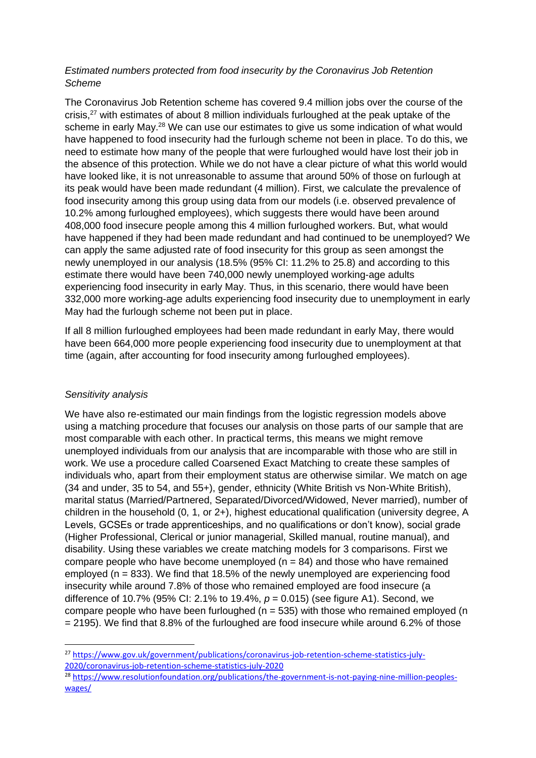*Estimated numbers protected from food insecurity by the Coronavirus Job Retention Scheme*

The Coronavirus Job Retention scheme has covered 9.4 million jobs over the course of the crisis,[27] with estimates of about 8 million individuals furloughed at the peak uptake of the scheme in early May.[28] We can use our estimates to give us some indication of what would have happened to food insecurity had the furlough scheme not been in place. To do this, we need to estimate how many of the people that were furloughed would have lost their job in the absence of this protection. While we do not have a clear picture of what this world would have looked like, it is not unreasonable to assume that around 50% of those on furlough at its peak would have been made redundant (4 million). First, we calculate the prevalence of food insecurity among this group using data from our models (i.e. observed prevalence of 10.2% among furloughed employees), which suggests there would have been around 408,000 food insecure people among this 4 million furloughed workers. But, what would have happened if they had been made redundant and had continued to be unemployed? We can apply the same adjusted rate of food insecurity for this group as seen amongst the newly unemployed in our analysis (18.5% (95% CI: 11.2% to 25.8) and according to this estimate there would have been 740,000 newly unemployed working-age adults experiencing food insecurity in early May. Thus, in this scenario, there would have been 332,000 more working-age adults experiencing food insecurity due to unemployment in early May had the furlough scheme not been put in place.

If all 8 million furloughed employees had been made redundant in early May, there would have been 664,000 more people experiencing food insecurity due to unemployment at that time (again, after accounting for food insecurity among furloughed employees).

*Sensitivity analysis*

We have also re-estimated our main findings from the logistic regression models above using a matching procedure that focuses our analysis on those parts of our sample that are most comparable with each other. In practical terms, this means we might remove unemployed individuals from our analysis that are incomparable with those who are still in work. We use a procedure called Coarsened Exact Matching to create these samples of individuals who, apart from their employment status are otherwise similar. We match on age (34 and under, 35 to 54, and 55+), gender, ethnicity (White British vs Non-White British), marital status (Married/Partnered, Separated/Divorced/Widowed, Never married), number of children in the household (0, 1, or 2+), highest educational qualification (university degree, A Levels, GCSEs or trade apprenticeships, and no qualifications or don't know), social grade (Higher Professional, Clerical or junior managerial, Skilled manual, routine manual), and disability. Using these variables we create matching models for 3 comparisons. First we compare people who have become unemployed ($n = 84$) and those who have remained employed ($n = 833$). We find that 18.5% of the newly unemployed are experiencing food insecurity while around 7.8% of those who remained employed are food insecure (a difference of 10.7% (95% CI: 2.1% to 19.4%, $p = 0.015$) (see figure A1). Second, we compare people who have been furloughed ($n = 535$) with those who remained employed ($n = 2195$). We find that 8.8% of the furloughed are food insecure while around 6.2% of those

[27] https://www.gov.uk/government/publications/coronavirus-job-retention-scheme-statistics-july-2020/coronavirus-job-retention-scheme-statistics-july-2020

[28] https://www.resolutionfoundation.org/publications/the-government-is-not-paying-nine-million-peoples-wages/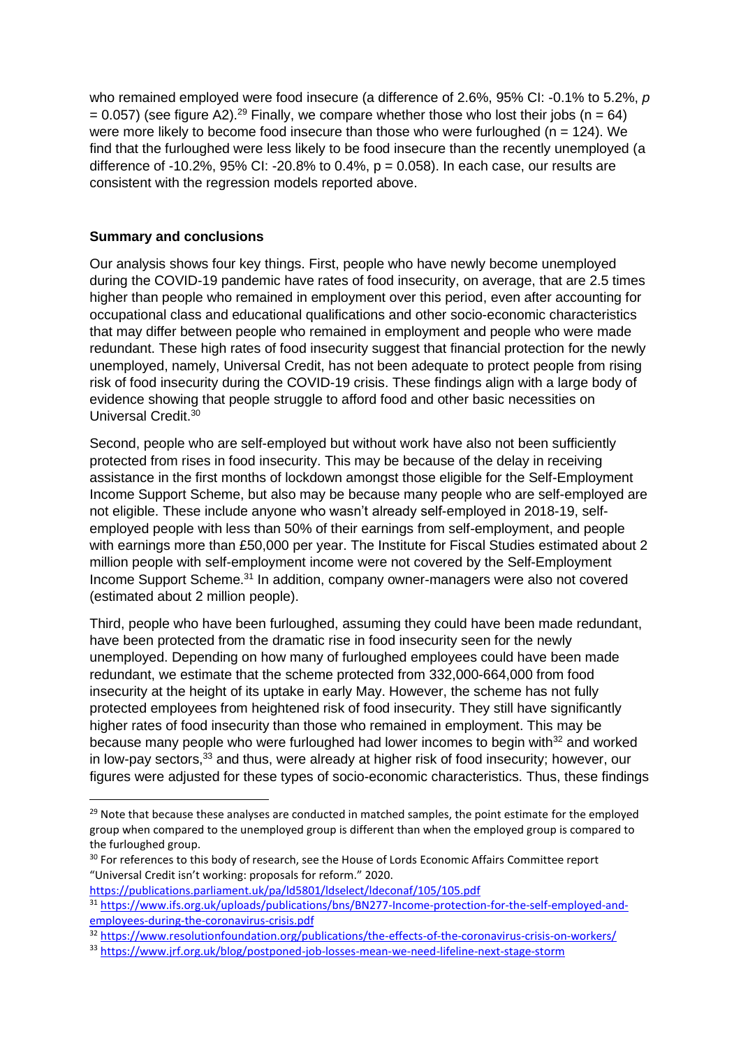who remained employed were food insecure (a difference of 2.6%, 95% CI: -0.1% to 5.2%, $p = 0.057$) (see figure A2).[29] Finally, we compare whether those who lost their jobs ($n = 64$) were more likely to become food insecure than those who were furloughed ($n = 124$). We find that the furloughed were less likely to be food insecure than the recently unemployed (a difference of -10.2%, 95% CI: -20.8% to 0.4%, $p = 0.058$). In each case, our results are consistent with the regression models reported above.

**Summary and conclusions**

Our analysis shows four key things. First, people who have newly become unemployed during the COVID-19 pandemic have rates of food insecurity, on average, that are 2.5 times higher than people who remained in employment over this period, even after accounting for occupational class and educational qualifications and other socio-economic characteristics that may differ between people who remained in employment and people who were made redundant. These high rates of food insecurity suggest that financial protection for the newly unemployed, namely, Universal Credit, has not been adequate to protect people from rising risk of food insecurity during the COVID-19 crisis. These findings align with a large body of evidence showing that people struggle to afford food and other basic necessities on Universal Credit.[30]

Second, people who are self-employed but without work have also not been sufficiently protected from rises in food insecurity. This may be because of the delay in receiving assistance in the first months of lockdown amongst those eligible for the Self-Employment Income Support Scheme, but also may be because many people who are self-employed are not eligible. These include anyone who wasn't already self-employed in 2018-19, self-employed people with less than 50% of their earnings from self-employment, and people with earnings more than £50,000 per year. The Institute for Fiscal Studies estimated about 2 million people with self-employment income were not covered by the Self-Employment Income Support Scheme.[31] In addition, company owner-managers were also not covered (estimated about 2 million people).

Third, people who have been furloughed, assuming they could have been made redundant, have been protected from the dramatic rise in food insecurity seen for the newly unemployed. Depending on how many of furloughed employees could have been made redundant, we estimate that the scheme protected from 332,000-664,000 from food insecurity at the height of its uptake in early May. However, the scheme has not fully protected employees from heightened risk of food insecurity. They still have significantly higher rates of food insecurity than those who remained in employment. This may be because many people who were furloughed had lower incomes to begin with[32] and worked in low-pay sectors,[33] and thus, were already at higher risk of food insecurity; however, our figures were adjusted for these types of socio-economic characteristics. Thus, these findings

---

[29] Note that because these analyses are conducted in matched samples, the point estimate for the employed group when compared to the unemployed group is different than when the employed group is compared to the furloughed group.

[30] For references to this body of research, see the House of Lords Economic Affairs Committee report "Universal Credit isn't working: proposals for reform." 2020. https://publications.parliament.uk/pa/ld5801/ldselect/ldeconaf/105/105.pdf

[31] https://www.ifs.org.uk/uploads/publications/bns/BN277-Income-protection-for-the-self-employed-and-employees-during-the-coronavirus-crisis.pdf

[32] https://www.resolutionfoundation.org/publications/the-effects-of-the-coronavirus-crisis-on-workers/

[33] https://www.jrf.org.uk/blog/postponed-job-losses-mean-we-need-lifeline-next-stage-storm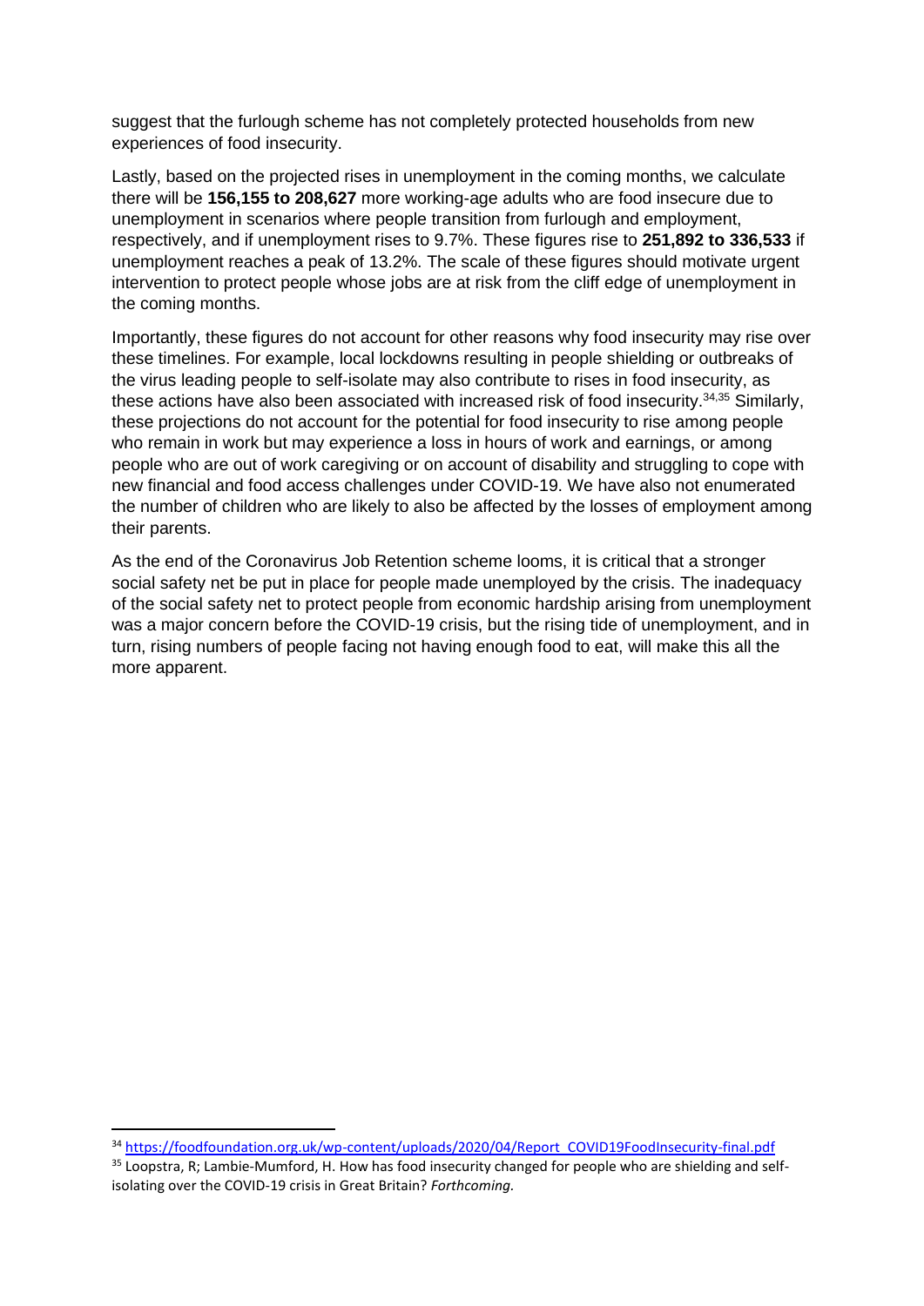suggest that the furlough scheme has not completely protected households from new experiences of food insecurity.

Lastly, based on the projected rises in unemployment in the coming months, we calculate there will be **156,155 to 208,627** more working-age adults who are food insecure due to unemployment in scenarios where people transition from furlough and employment, respectively, and if unemployment rises to 9.7%. These figures rise to **251,892 to 336,533** if unemployment reaches a peak of 13.2%. The scale of these figures should motivate urgent intervention to protect people whose jobs are at risk from the cliff edge of unemployment in the coming months.

Importantly, these figures do not account for other reasons why food insecurity may rise over these timelines. For example, local lockdowns resulting in people shielding or outbreaks of the virus leading people to self-isolate may also contribute to rises in food insecurity, as these actions have also been associated with increased risk of food insecurity.[34,35] Similarly, these projections do not account for the potential for food insecurity to rise among people who remain in work but may experience a loss in hours of work and earnings, or among people who are out of work caregiving or on account of disability and struggling to cope with new financial and food access challenges under COVID-19. We have also not enumerated the number of children who are likely to also be affected by the losses of employment among their parents.

As the end of the Coronavirus Job Retention scheme looms, it is critical that a stronger social safety net be put in place for people made unemployed by the crisis. The inadequacy of the social safety net to protect people from economic hardship arising from unemployment was a major concern before the COVID-19 crisis, but the rising tide of unemployment, and in turn, rising numbers of people facing not having enough food to eat, will make this all the more apparent.

---

[34] https://foodfoundation.org.uk/wp-content/uploads/2020/04/Report_COVID19FoodInsecurity-final.pdf

[35] Loopstra, R; Lambie-Mumford, H. How has food insecurity changed for people who are shielding and self-isolating over the COVID-19 crisis in Great Britain? *Forthcoming.*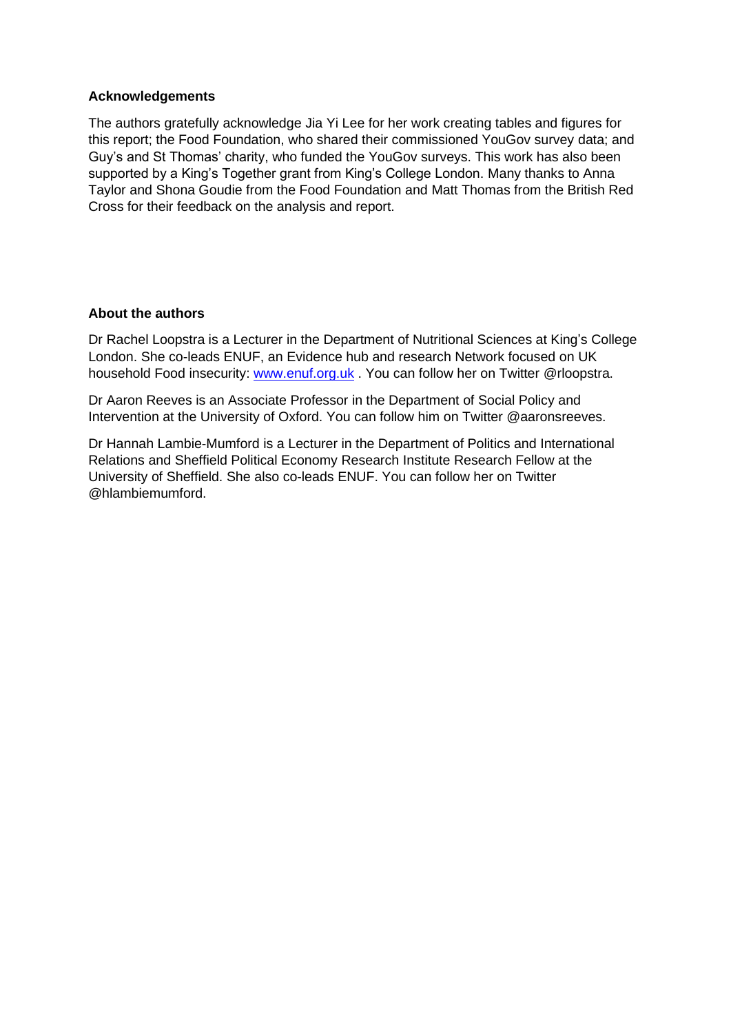**Acknowledgements**

The authors gratefully acknowledge Jia Yi Lee for her work creating tables and figures for this report; the Food Foundation, who shared their commissioned YouGov survey data; and Guy's and St Thomas' charity, who funded the YouGov surveys. This work has also been supported by a King's Together grant from King's College London. Many thanks to Anna Taylor and Shona Goudie from the Food Foundation and Matt Thomas from the British Red Cross for their feedback on the analysis and report.

**About the authors**

Dr Rachel Loopstra is a Lecturer in the Department of Nutritional Sciences at King's College London. She co-leads ENUF, an Evidence hub and research Network focused on UK household Food insecurity: [www.enuf.org.uk](http://www.enuf.org.uk) . You can follow her on Twitter @rloopstra.

Dr Aaron Reeves is an Associate Professor in the Department of Social Policy and Intervention at the University of Oxford. You can follow him on Twitter @aaronsreeves.

Dr Hannah Lambie-Mumford is a Lecturer in the Department of Politics and International Relations and Sheffield Political Economy Research Institute Research Fellow at the University of Sheffield. She also co-leads ENUF. You can follow her on Twitter @hlambiemumford.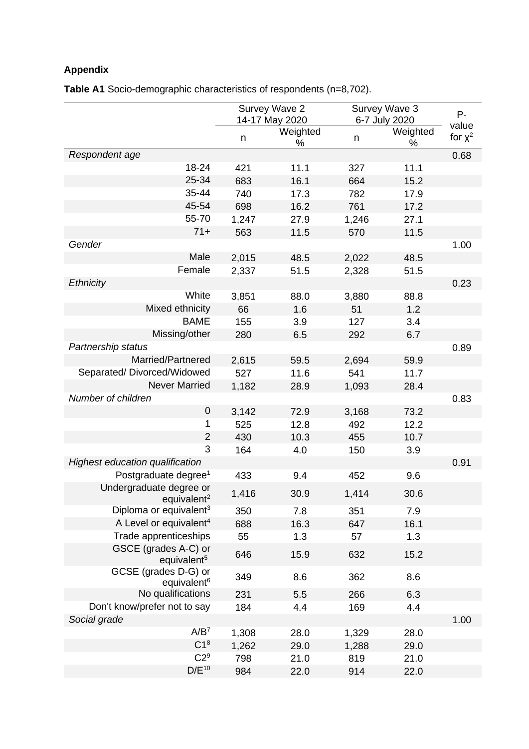## Appendix

**Table A1** Socio-demographic characteristics of respondents (n=8,702).

| | Survey Wave 2 14-17 May 2020 | | Survey Wave 3 6-7 July 2020 | | P-value for $\chi^2$ |
|---|---|---|---|---|---|
| | n | Weighted % | n | Weighted % | |
| *Respondent age* | | | | | 0.68 |
| 18-24 | 421 | 11.1 | 327 | 11.1 | |
| 25-34 | 683 | 16.1 | 664 | 15.2 | |
| 35-44 | 740 | 17.3 | 782 | 17.9 | |
| 45-54 | 698 | 16.2 | 761 | 17.2 | |
| 55-70 | 1,247 | 27.9 | 1,246 | 27.1 | |
| 71+ | 563 | 11.5 | 570 | 11.5 | |
| *Gender* | | | | | 1.00 |
| Male | 2,015 | 48.5 | 2,022 | 48.5 | |
| Female | 2,337 | 51.5 | 2,328 | 51.5 | |
| *Ethnicity* | | | | | 0.23 |
| White | 3,851 | 88.0 | 3,880 | 88.8 | |
| Mixed ethnicity | 66 | 1.6 | 51 | 1.2 | |
| BAME | 155 | 3.9 | 127 | 3.4 | |
| Missing/other | 280 | 6.5 | 292 | 6.7 | |
| *Partnership status* | | | | | 0.89 |
| Married/Partnered | 2,615 | 59.5 | 2,694 | 59.9 | |
| Separated/ Divorced/Widowed | 527 | 11.6 | 541 | 11.7 | |
| Never Married | 1,182 | 28.9 | 1,093 | 28.4 | |
| *Number of children* | | | | | 0.83 |
| 0 | 3,142 | 72.9 | 3,168 | 73.2 | |
| 1 | 525 | 12.8 | 492 | 12.2 | |
| 2 | 430 | 10.3 | 455 | 10.7 | |
| 3 | 164 | 4.0 | 150 | 3.9 | |
| *Highest education qualification* | | | | | 0.91 |
| Postgraduate degree[1] | 433 | 9.4 | 452 | 9.6 | |
| Undergraduate degree or equivalent[2] | 1,416 | 30.9 | 1,414 | 30.6 | |
| Diploma or equivalent[3] | 350 | 7.8 | 351 | 7.9 | |
| A Level or equivalent[4] | 688 | 16.3 | 647 | 16.1 | |
| Trade apprenticeships | 55 | 1.3 | 57 | 1.3 | |
| GSCE (grades A-C) or equivalent[5] | 646 | 15.9 | 632 | 15.2 | |
| GCSE (grades D-G) or equivalent[6] | 349 | 8.6 | 362 | 8.6 | |
| No qualifications | 231 | 5.5 | 266 | 6.3 | |
| Don't know/prefer not to say | 184 | 4.4 | 169 | 4.4 | |
| *Social grade* | | | | | 1.00 |
| A/B[7] | 1,308 | 28.0 | 1,329 | 28.0 | |
| C1[8] | 1,262 | 29.0 | 1,288 | 29.0 | |
| C2[9] | 798 | 21.0 | 819 | 21.0 | |
| D/E[10] | 984 | 22.0 | 914 | 22.0 | |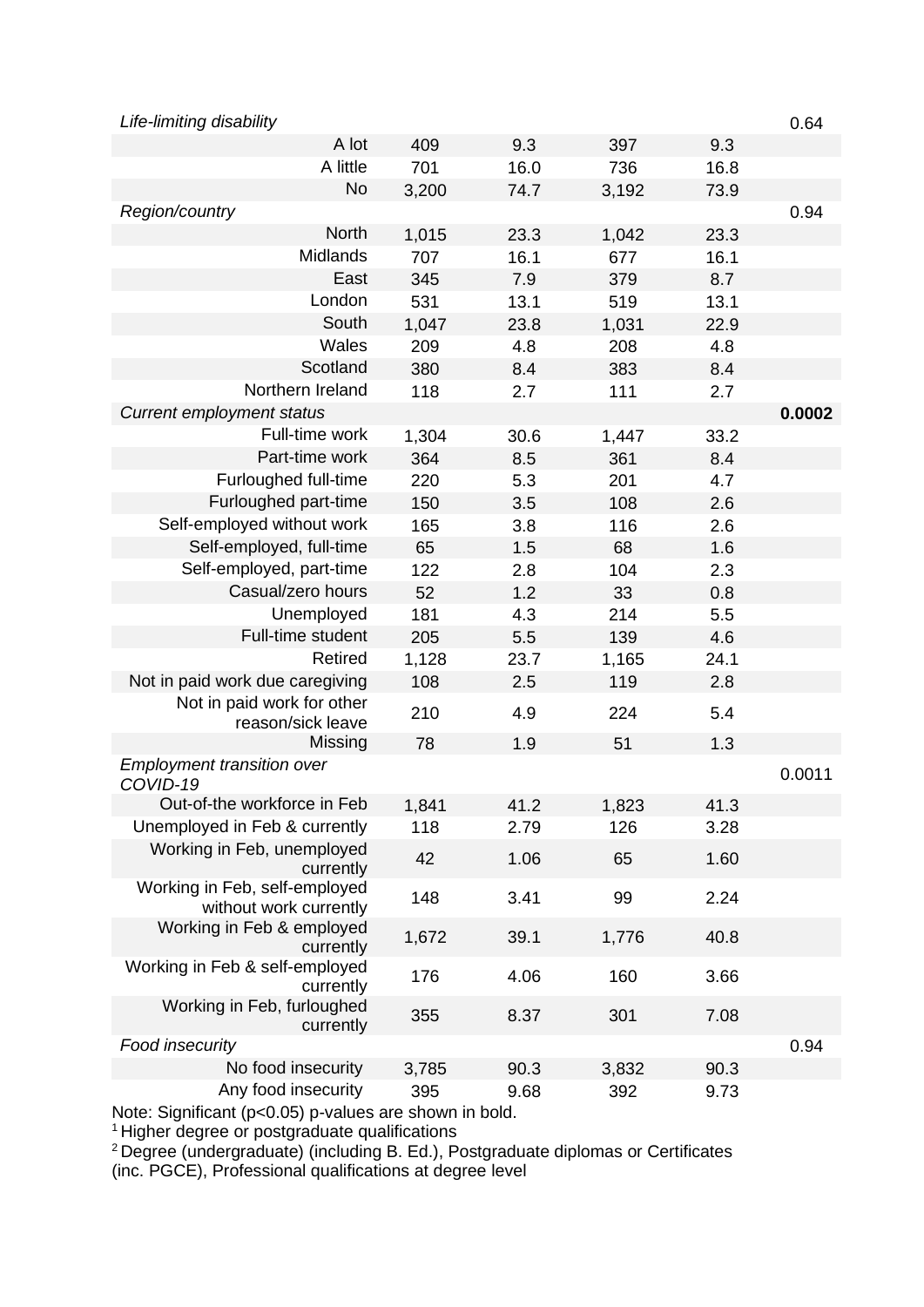| | | | | | |
|---|---|---|---|---|---|
| *Life-limiting disability* | | | | | 0.64 |
| A lot | 409 | 9.3 | 397 | 9.3 | |
| A little | 701 | 16.0 | 736 | 16.8 | |
| No | 3,200 | 74.7 | 3,192 | 73.9 | |
| *Region/country* | | | | | 0.94 |
| North | 1,015 | 23.3 | 1,042 | 23.3 | |
| Midlands | 707 | 16.1 | 677 | 16.1 | |
| East | 345 | 7.9 | 379 | 8.7 | |
| London | 531 | 13.1 | 519 | 13.1 | |
| South | 1,047 | 23.8 | 1,031 | 22.9 | |
| Wales | 209 | 4.8 | 208 | 4.8 | |
| Scotland | 380 | 8.4 | 383 | 8.4 | |
| Northern Ireland | 118 | 2.7 | 111 | 2.7 | |
| *Current employment status* | | | | | **0.0002** |
| Full-time work | 1,304 | 30.6 | 1,447 | 33.2 | |
| Part-time work | 364 | 8.5 | 361 | 8.4 | |
| Furloughed full-time | 220 | 5.3 | 201 | 4.7 | |
| Furloughed part-time | 150 | 3.5 | 108 | 2.6 | |
| Self-employed without work | 165 | 3.8 | 116 | 2.6 | |
| Self-employed, full-time | 65 | 1.5 | 68 | 1.6 | |
| Self-employed, part-time | 122 | 2.8 | 104 | 2.3 | |
| Casual/zero hours | 52 | 1.2 | 33 | 0.8 | |
| Unemployed | 181 | 4.3 | 214 | 5.5 | |
| Full-time student | 205 | 5.5 | 139 | 4.6 | |
| Retired | 1,128 | 23.7 | 1,165 | 24.1 | |
| Not in paid work due caregiving | 108 | 2.5 | 119 | 2.8 | |
| Not in paid work for other reason/sick leave | 210 | 4.9 | 224 | 5.4 | |
| Missing | 78 | 1.9 | 51 | 1.3 | |
| *Employment transition over COVID-19* | | | | | 0.0011 |
| Out-of-the workforce in Feb | 1,841 | 41.2 | 1,823 | 41.3 | |
| Unemployed in Feb & currently | 118 | 2.79 | 126 | 3.28 | |
| Working in Feb, unemployed currently | 42 | 1.06 | 65 | 1.60 | |
| Working in Feb, self-employed without work currently | 148 | 3.41 | 99 | 2.24 | |
| Working in Feb & employed currently | 1,672 | 39.1 | 1,776 | 40.8 | |
| Working in Feb & self-employed currently | 176 | 4.06 | 160 | 3.66 | |
| Working in Feb, furloughed currently | 355 | 8.37 | 301 | 7.08 | |
| *Food insecurity* | | | | | 0.94 |
| No food insecurity | 3,785 | 90.3 | 3,832 | 90.3 | |
| Any food insecurity | 395 | 9.68 | 392 | 9.73 | |

Note: Significant ($p<0.05$) p-values are shown in bold.

[1] Higher degree or postgraduate qualifications

[2] Degree (undergraduate) (including B. Ed.), Postgraduate diplomas or Certificates (inc. PGCE), Professional qualifications at degree level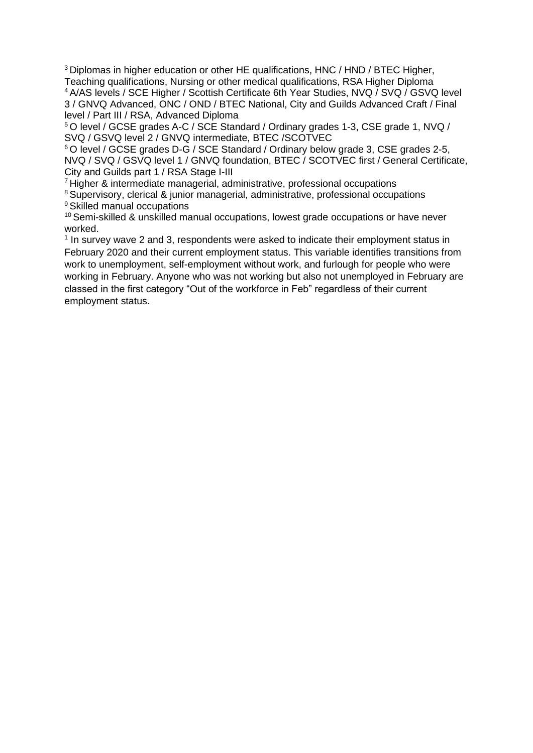[3] Diplomas in higher education or other HE qualifications, HNC / HND / BTEC Higher, Teaching qualifications, Nursing or other medical qualifications, RSA Higher Diploma
[4] A/AS levels / SCE Higher / Scottish Certificate 6th Year Studies, NVQ / SVQ / GSVQ level 3 / GNVQ Advanced, ONC / OND / BTEC National, City and Guilds Advanced Craft / Final level / Part III / RSA, Advanced Diploma
[5] O level / GCSE grades A-C / SCE Standard / Ordinary grades 1-3, CSE grade 1, NVQ / SVQ / GSVQ level 2 / GNVQ intermediate, BTEC /SCOTVEC
[6] O level / GCSE grades D-G / SCE Standard / Ordinary below grade 3, CSE grades 2-5, NVQ / SVQ / GSVQ level 1 / GNVQ foundation, BTEC / SCOTVEC first / General Certificate, City and Guilds part 1 / RSA Stage I-III
[7] Higher & intermediate managerial, administrative, professional occupations
[8] Supervisory, clerical & junior managerial, administrative, professional occupations
[9] Skilled manual occupations
[10] Semi-skilled & unskilled manual occupations, lowest grade occupations or have never worked.
[1] In survey wave 2 and 3, respondents were asked to indicate their employment status in February 2020 and their current employment status. This variable identifies transitions from work to unemployment, self-employment without work, and furlough for people who were working in February. Anyone who was not working but also not unemployed in February are classed in the first category “Out of the workforce in Feb” regardless of their current employment status.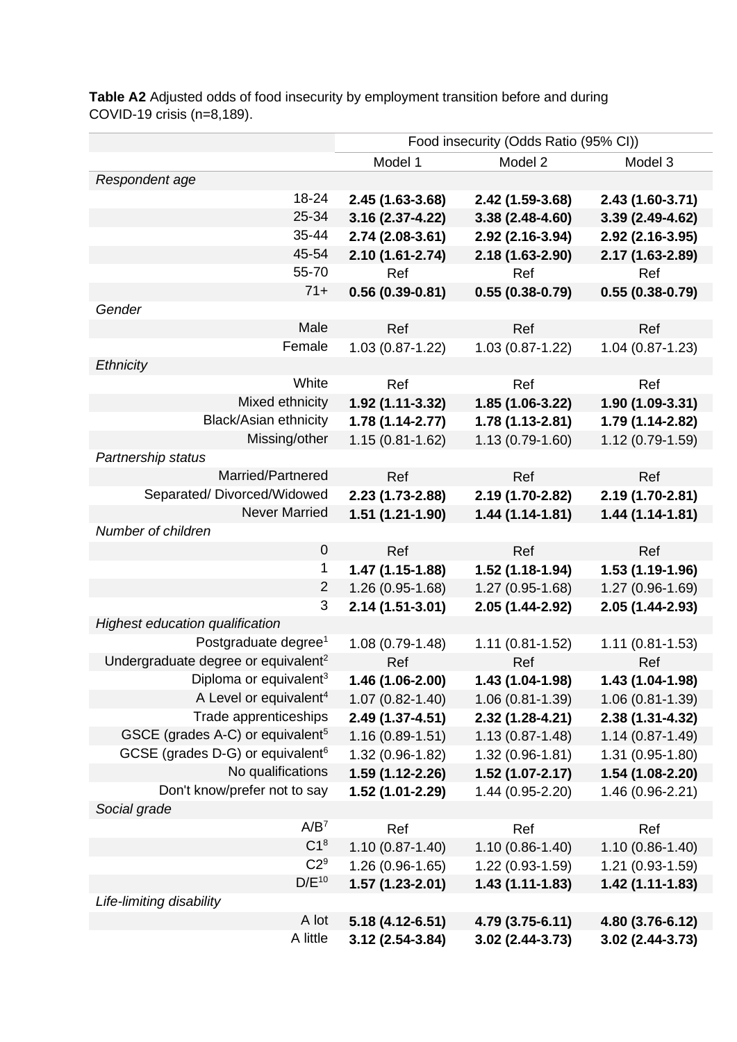**Table A2** Adjusted odds of food insecurity by employment transition before and during COVID-19 crisis (n=8,189).

| | Food insecurity (Odds Ratio (95% CI)) | | |
|---|---|---|---|
| | Model 1 | Model 2 | Model 3 |
| *Respondent age* | | | |
| 18-24 | **2.45 (1.63-3.68)** | **2.42 (1.59-3.68)** | **2.43 (1.60-3.71)** |
| 25-34 | **3.16 (2.37-4.22)** | **3.38 (2.48-4.60)** | **3.39 (2.49-4.62)** |
| 35-44 | **2.74 (2.08-3.61)** | **2.92 (2.16-3.94)** | **2.92 (2.16-3.95)** |
| 45-54 | **2.10 (1.61-2.74)** | **2.18 (1.63-2.90)** | **2.17 (1.63-2.89)** |
| 55-70 | Ref | Ref | Ref |
| 71+ | **0.56 (0.39-0.81)** | **0.55 (0.38-0.79)** | **0.55 (0.38-0.79)** |
| *Gender* | | | |
| Male | Ref | Ref | Ref |
| Female | 1.03 (0.87-1.22) | 1.03 (0.87-1.22) | 1.04 (0.87-1.23) |
| *Ethnicity* | | | |
| White | Ref | Ref | Ref |
| Mixed ethnicity | **1.92 (1.11-3.32)** | **1.85 (1.06-3.22)** | **1.90 (1.09-3.31)** |
| Black/Asian ethnicity | **1.78 (1.14-2.77)** | **1.78 (1.13-2.81)** | **1.79 (1.14-2.82)** |
| Missing/other | 1.15 (0.81-1.62) | 1.13 (0.79-1.60) | 1.12 (0.79-1.59) |
| *Partnership status* | | | |
| Married/Partnered | Ref | Ref | Ref |
| Separated/ Divorced/Widowed | **2.23 (1.73-2.88)** | **2.19 (1.70-2.82)** | **2.19 (1.70-2.81)** |
| Never Married | **1.51 (1.21-1.90)** | **1.44 (1.14-1.81)** | **1.44 (1.14-1.81)** |
| *Number of children* | | | |
| 0 | Ref | Ref | Ref |
| 1 | **1.47 (1.15-1.88)** | **1.52 (1.18-1.94)** | **1.53 (1.19-1.96)** |
| 2 | 1.26 (0.95-1.68) | 1.27 (0.95-1.68) | 1.27 (0.96-1.69) |
| 3 | **2.14 (1.51-3.01)** | **2.05 (1.44-2.92)** | **2.05 (1.44-2.93)** |
| *Highest education qualification* | | | |
| Postgraduate degree[1] | 1.08 (0.79-1.48) | 1.11 (0.81-1.52) | 1.11 (0.81-1.53) |
| Undergraduate degree or equivalent[2] | Ref | Ref | Ref |
| Diploma or equivalent[3] | **1.46 (1.06-2.00)** | **1.43 (1.04-1.98)** | **1.43 (1.04-1.98)** |
| A Level or equivalent[4] | 1.07 (0.82-1.40) | 1.06 (0.81-1.39) | 1.06 (0.81-1.39) |
| Trade apprenticeships | **2.49 (1.37-4.51)** | **2.32 (1.28-4.21)** | **2.38 (1.31-4.32)** |
| GSCE (grades A-C) or equivalent[5] | 1.16 (0.89-1.51) | 1.13 (0.87-1.48) | 1.14 (0.87-1.49) |
| GCSE (grades D-G) or equivalent[6] | 1.32 (0.96-1.82) | 1.32 (0.96-1.81) | 1.31 (0.95-1.80) |
| No qualifications | **1.59 (1.12-2.26)** | **1.52 (1.07-2.17)** | **1.54 (1.08-2.20)** |
| Don't know/prefer not to say | **1.52 (1.01-2.29)** | 1.44 (0.95-2.20) | 1.46 (0.96-2.21) |
| *Social grade* | | | |
| A/B[7] | Ref | Ref | Ref |
| C1[8] | 1.10 (0.87-1.40) | 1.10 (0.86-1.40) | 1.10 (0.86-1.40) |
| C2[9] | 1.26 (0.96-1.65) | 1.22 (0.93-1.59) | 1.21 (0.93-1.59) |
| D/E[10] | **1.57 (1.23-2.01)** | **1.43 (1.11-1.83)** | **1.42 (1.11-1.83)** |
| *Life-limiting disability* | | | |
| A lot | **5.18 (4.12-6.51)** | **4.79 (3.75-6.11)** | **4.80 (3.76-6.12)** |
| A little | **3.12 (2.54-3.84)** | **3.02 (2.44-3.73)** | **3.02 (2.44-3.73)** |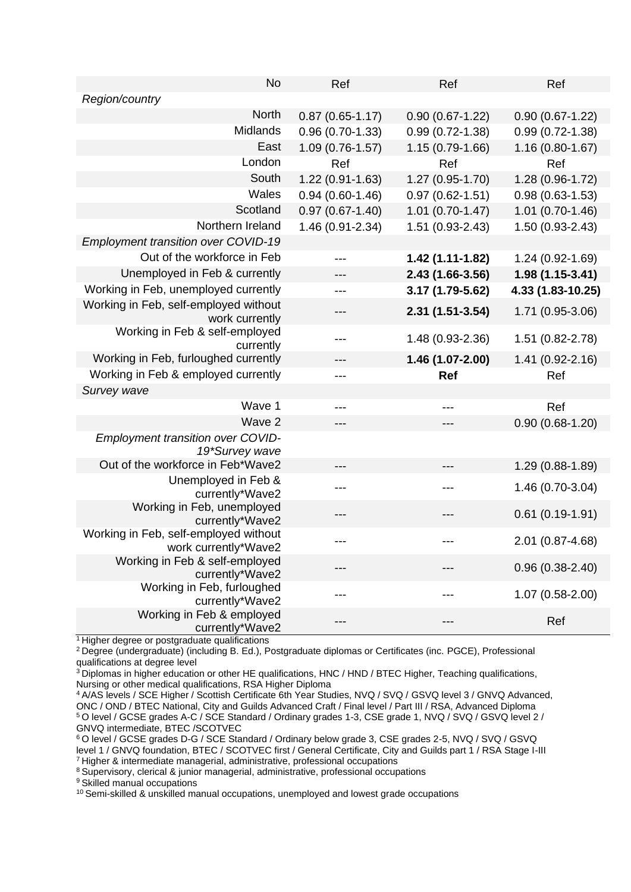| | | | |
|---|---|---|---|
| No | Ref | Ref | Ref |
| *Region/country* | | | |
| North | 0.87 (0.65-1.17) | 0.90 (0.67-1.22) | 0.90 (0.67-1.22) |
| Midlands | 0.96 (0.70-1.33) | 0.99 (0.72-1.38) | 0.99 (0.72-1.38) |
| East | 1.09 (0.76-1.57) | 1.15 (0.79-1.66) | 1.16 (0.80-1.67) |
| London | Ref | Ref | Ref |
| South | 1.22 (0.91-1.63) | 1.27 (0.95-1.70) | 1.28 (0.96-1.72) |
| Wales | 0.94 (0.60-1.46) | 0.97 (0.62-1.51) | 0.98 (0.63-1.53) |
| Scotland | 0.97 (0.67-1.40) | 1.01 (0.70-1.47) | 1.01 (0.70-1.46) |
| Northern Ireland | 1.46 (0.91-2.34) | 1.51 (0.93-2.43) | 1.50 (0.93-2.43) |
| *Employment transition over COVID-19* | | | |
| Out of the workforce in Feb | --- | **1.42 (1.11-1.82)** | 1.24 (0.92-1.69) |
| Unemployed in Feb & currently | --- | **2.43 (1.66-3.56)** | **1.98 (1.15-3.41)** |
| Working in Feb, unemployed currently | --- | **3.17 (1.79-5.62)** | **4.33 (1.83-10.25)** |
| Working in Feb, self-employed without work currently | --- | **2.31 (1.51-3.54)** | 1.71 (0.95-3.06) |
| Working in Feb & self-employed currently | --- | 1.48 (0.93-2.36) | 1.51 (0.82-2.78) |
| Working in Feb, furloughed currently | --- | **1.46 (1.07-2.00)** | 1.41 (0.92-2.16) |
| Working in Feb & employed currently | --- | **Ref** | Ref |
| *Survey wave* | | | |
| Wave 1 | --- | --- | Ref |
| Wave 2 | --- | --- | 0.90 (0.68-1.20) |
| *Employment transition over COVID-19*Survey wave* | | | |
| Out of the workforce in Feb*Wave2 | --- | --- | 1.29 (0.88-1.89) |
| Unemployed in Feb & currently*Wave2 | --- | --- | 1.46 (0.70-3.04) |
| Working in Feb, unemployed currently*Wave2 | --- | --- | 0.61 (0.19-1.91) |
| Working in Feb, self-employed without work currently*Wave2 | --- | --- | 2.01 (0.87-4.68) |
| Working in Feb & self-employed currently*Wave2 | --- | --- | 0.96 (0.38-2.40) |
| Working in Feb, furloughed currently*Wave2 | --- | --- | 1.07 (0.58-2.00) |
| Working in Feb & employed currently*Wave2 | --- | --- | Ref |

[1] Higher degree or postgraduate qualifications
[2] Degree (undergraduate) (including B. Ed.), Postgraduate diplomas or Certificates (inc. PGCE), Professional qualifications at degree level
[3] Diplomas in higher education or other HE qualifications, HNC / HND / BTEC Higher, Teaching qualifications, Nursing or other medical qualifications, RSA Higher Diploma
[4] A/AS levels / SCE Higher / Scottish Certificate 6th Year Studies, NVQ / SVQ / GSVQ level 3 / GNVQ Advanced, ONC / OND / BTEC National, City and Guilds Advanced Craft / Final level / Part III / RSA, Advanced Diploma
[5] O level / GCSE grades A-C / SCE Standard / Ordinary grades 1-3, CSE grade 1, NVQ / SVQ / GSVQ level 2 / GNVQ intermediate, BTEC /SCOTVEC
[6] O level / GCSE grades D-G / SCE Standard / Ordinary below grade 3, CSE grades 2-5, NVQ / SVQ / GSVQ level 1 / GNVQ foundation, BTEC / SCOTVEC first / General Certificate, City and Guilds part 1 / RSA Stage I-III
[7] Higher & intermediate managerial, administrative, professional occupations
[8] Supervisory, clerical & junior managerial, administrative, professional occupations
[9] Skilled manual occupations
[10] Semi-skilled & unskilled manual occupations, unemployed and lowest grade occupations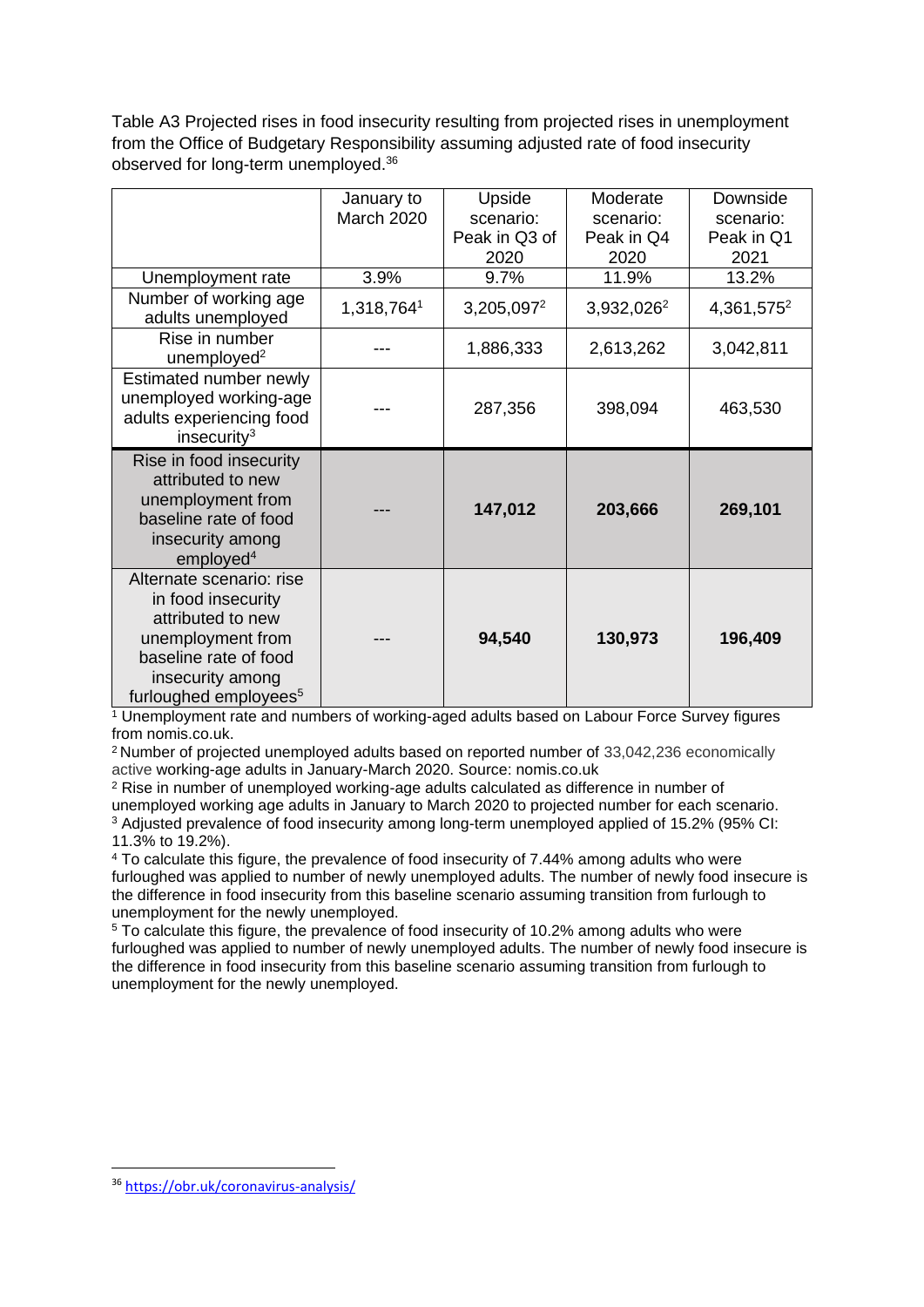Table A3 Projected rises in food insecurity resulting from projected rises in unemployment from the Office of Budgetary Responsibility assuming adjusted rate of food insecurity observed for long-term unemployed.[36]

| | January to March 2020 | Upside scenario: Peak in Q3 of 2020 | Moderate scenario: Peak in Q4 2020 | Downside scenario: Peak in Q1 2021 |
|---|---|---|---|---|
| Unemployment rate | 3.9% | 9.7% | 11.9% | 13.2% |
| Number of working age adults unemployed | 1,318,764[1] | 3,205,097[2] | 3,932,026[2] | 4,361,575[2] |
| Rise in number unemployed[2] | --- | 1,886,333 | 2,613,262 | 3,042,811 |
| Estimated number newly unemployed working-age adults experiencing food insecurity[3] | --- | 287,356 | 398,094 | 463,530 |
| Rise in food insecurity attributed to new unemployment from baseline rate of food insecurity among employed[4] | --- | **147,012** | **203,666** | **269,101** |
| Alternate scenario: rise in food insecurity attributed to new unemployment from baseline rate of food insecurity among furloughed employees[5] | --- | **94,540** | **130,973** | **196,409** |

[1] Unemployment rate and numbers of working-aged adults based on Labour Force Survey figures from nomis.co.uk.

[2] Number of projected unemployed adults based on reported number of 33,042,236 economically active working-age adults in January-March 2020. Source: nomis.co.uk

[2] Rise in number of unemployed working-age adults calculated as difference in number of unemployed working age adults in January to March 2020 to projected number for each scenario.

[3] Adjusted prevalence of food insecurity among long-term unemployed applied of 15.2% (95% CI: 11.3% to 19.2%).

[4] To calculate this figure, the prevalence of food insecurity of 7.44% among adults who were furloughed was applied to number of newly unemployed adults. The number of newly food insecure is the difference in food insecurity from this baseline scenario assuming transition from furlough to unemployment for the newly unemployed.

[5] To calculate this figure, the prevalence of food insecurity of 10.2% among adults who were furloughed was applied to number of newly unemployed adults. The number of newly food insecure is the difference in food insecurity from this baseline scenario assuming transition from furlough to unemployment for the newly unemployed.

[36] https://obr.uk/coronavirus-analysis/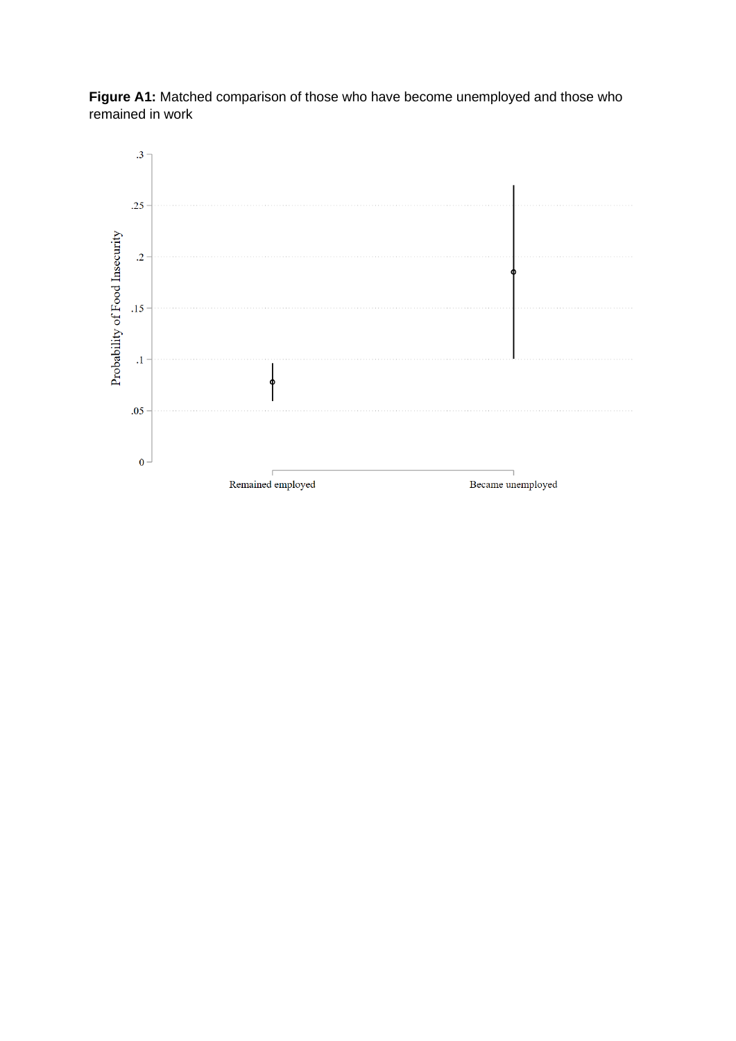**Figure A1:** Matched comparison of those who have become unemployed and those who remained in work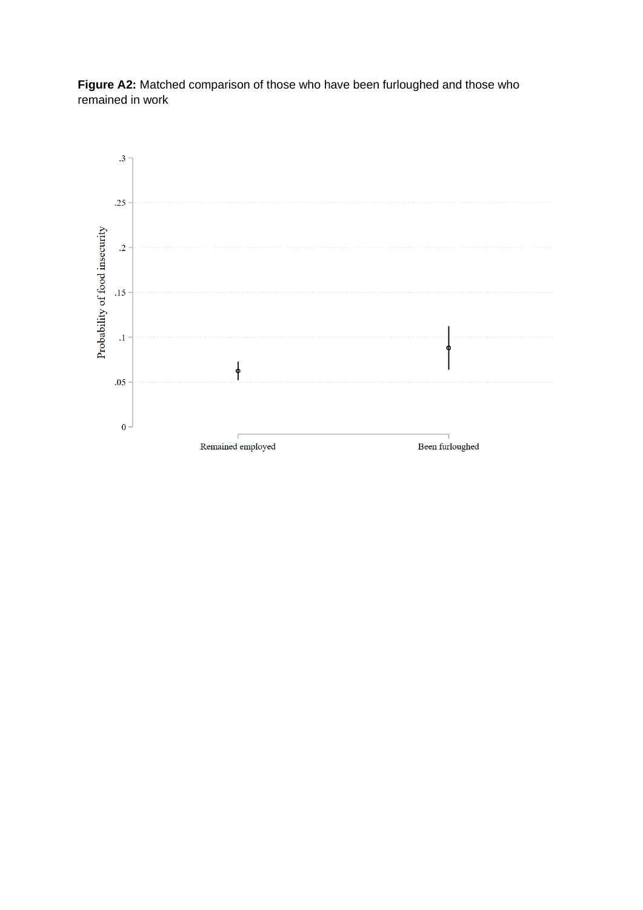**Figure A2:** Matched comparison of those who have been furloughed and those who remained in work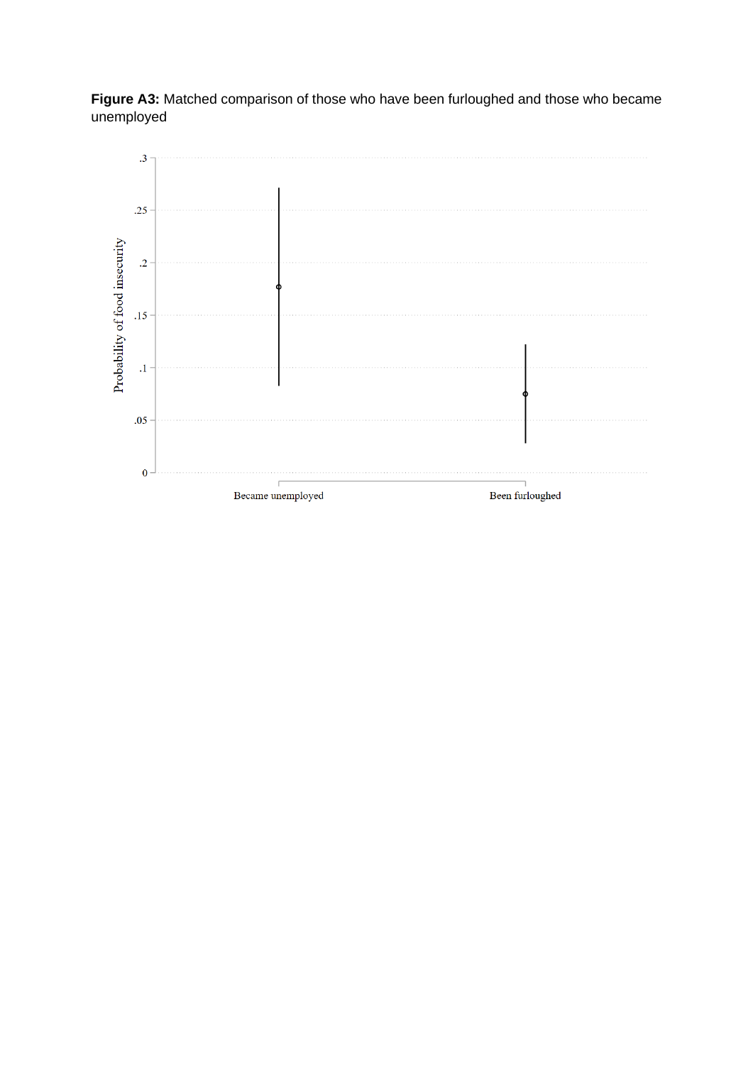**Figure A3:** Matched comparison of those who have been furloughed and those who became unemployed

Probability of food insecurity

.3

.25

.2

.15

.1

.05

0

Became unemployed

Been furloughed